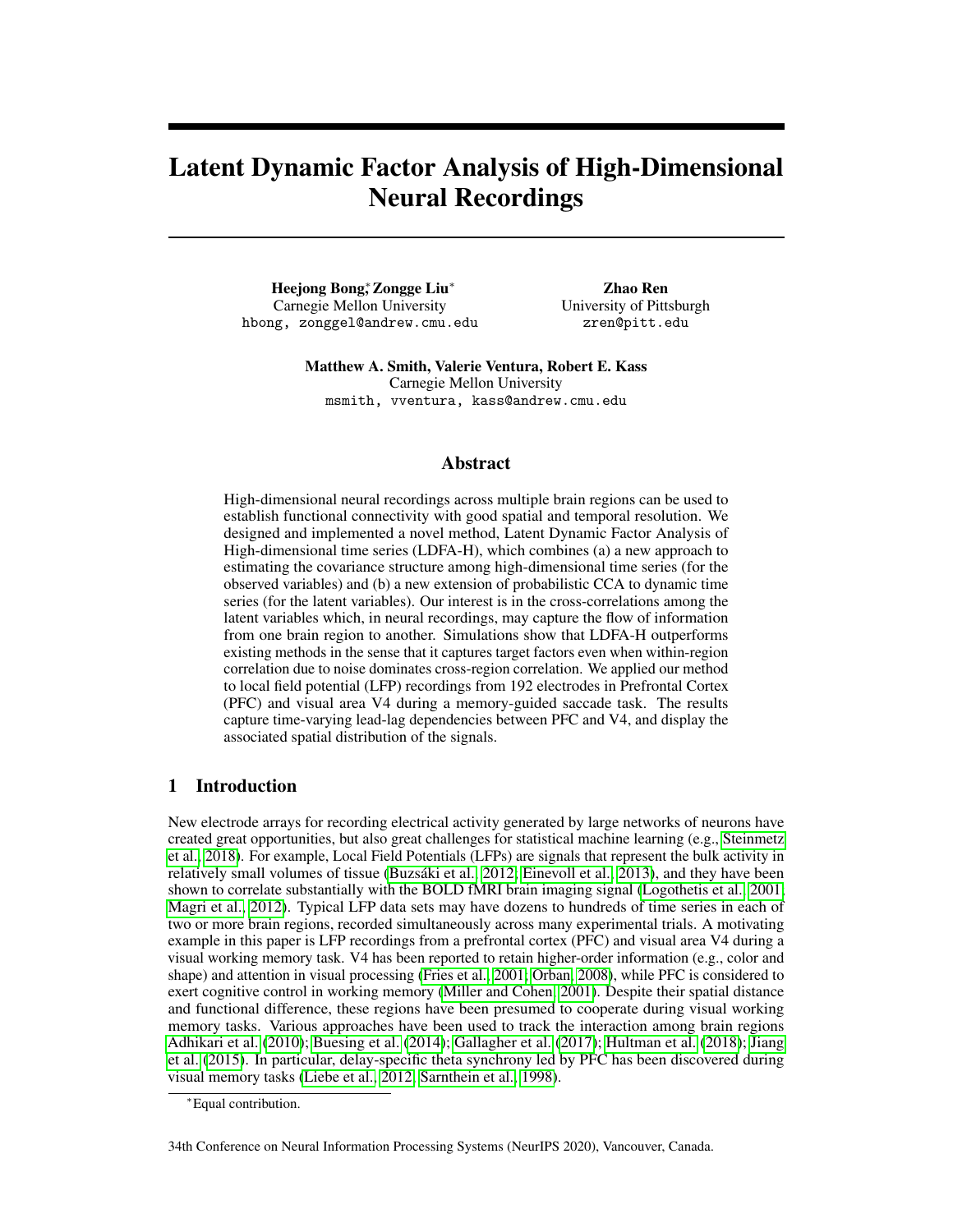# Latent Dynamic Factor Analysis of High-Dimensional Neural Recordings

**Heejong Bong**[*], **Zongge Liu**[*]
Carnegie Mellon University
hbong, zonggel@andrew.cmu.edu

**Zhao Ren**
University of Pittsburgh
zren@pitt.edu

**Matthew A. Smith, Valerie Ventura, Robert E. Kass**
Carnegie Mellon University
msmith, vventura, kass@andrew.cmu.edu

## Abstract

High-dimensional neural recordings across multiple brain regions can be used to establish functional connectivity with good spatial and temporal resolution. We designed and implemented a novel method, Latent Dynamic Factor Analysis of High-dimensional time series (LDFA-H), which combines (a) a new approach to estimating the covariance structure among high-dimensional time series (for the observed variables) and (b) a new extension of probabilistic CCA to dynamic time series (for the latent variables). Our interest is in the cross-correlations among the latent variables which, in neural recordings, may capture the flow of information from one brain region to another. Simulations show that LDFA-H outperforms existing methods in the sense that it captures target factors even when within-region correlation due to noise dominates cross-region correlation. We applied our method to local field potential (LFP) recordings from 192 electrodes in Prefrontal Cortex (PFC) and visual area V4 during a memory-guided saccade task. The results capture time-varying lead-lag dependencies between PFC and V4, and display the associated spatial distribution of the signals.

## 1 Introduction

New electrode arrays for recording electrical activity generated by large networks of neurons have created great opportunities, but also great challenges for statistical machine learning (e.g., Steinmetz et al., 2018). For example, Local Field Potentials (LFPs) are signals that represent the bulk activity in relatively small volumes of tissue (Buzsáki et al., 2012; Einevoll et al., 2013), and they have been shown to correlate substantially with the BOLD fMRI brain imaging signal (Logothetis et al., 2001; Magri et al., 2012). Typical LFP data sets may have dozens to hundreds of time series in each of two or more brain regions, recorded simultaneously across many experimental trials. A motivating example in this paper is LFP recordings from a prefrontal cortex (PFC) and visual area V4 during a visual working memory task. V4 has been reported to retain higher-order information (e.g., color and shape) and attention in visual processing (Fries et al., 2001; Orban, 2008), while PFC is considered to exert cognitive control in working memory (Miller and Cohen, 2001). Despite their spatial distance and functional difference, these regions have been presumed to cooperate during visual working memory tasks. Various approaches have been used to track the interaction among brain regions Adhikari et al. (2010); Buesing et al. (2014); Gallagher et al. (2017); Hultman et al. (2018); Jiang et al. (2015). In particular, delay-specific theta synchrony led by PFC has been discovered during visual memory tasks (Liebe et al., 2012; Sarnthein et al., 1998).

[*] Equal contribution.

34th Conference on Neural Information Processing Systems (NeurIPS 2020), Vancouver, Canada.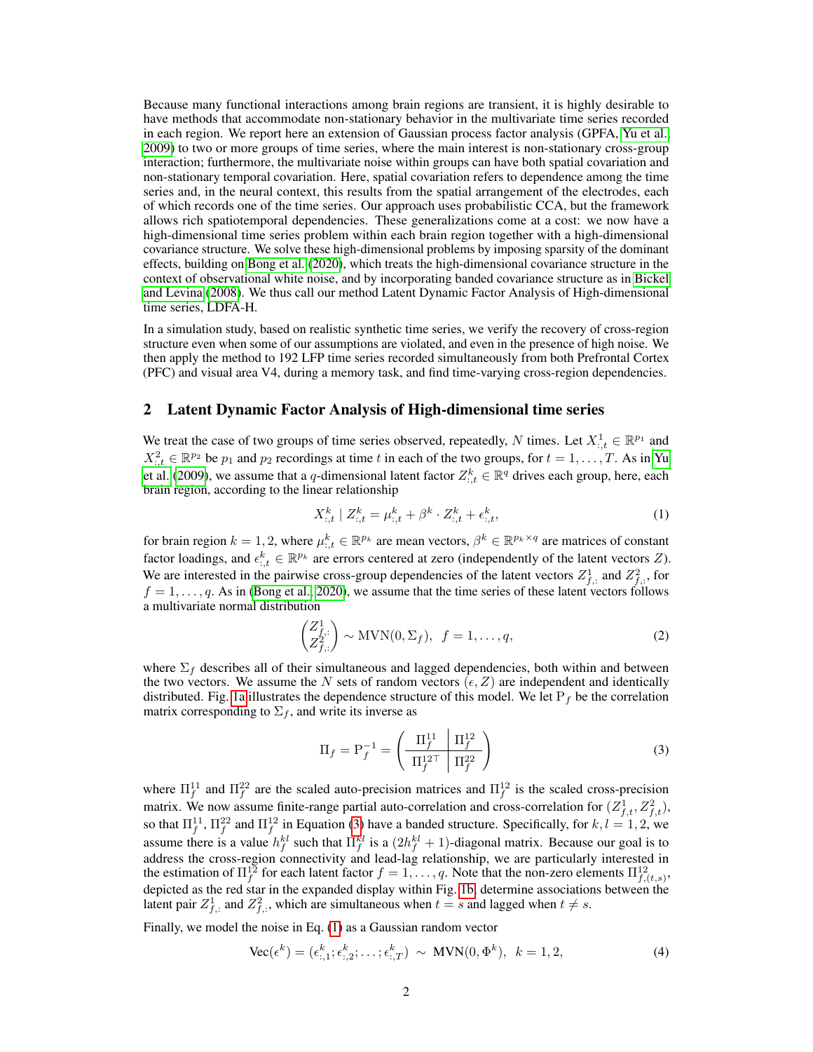Because many functional interactions among brain regions are transient, it is highly desirable to have methods that accommodate non-stationary behavior in the multivariate time series recorded in each region. We report here an extension of Gaussian process factor analysis (GPFA, Yu et al., 2009) to two or more groups of time series, where the main interest is non-stationary cross-group interaction; furthermore, the multivariate noise within groups can have both spatial covariation and non-stationary temporal covariation. Here, spatial covariation refers to dependence among the time series and, in the neural context, this results from the spatial arrangement of the electrodes, each of which records one of the time series. Our approach uses probabilistic CCA, but the framework allows rich spatiotemporal dependencies. These generalizations come at a cost: we now have a high-dimensional time series problem within each brain region together with a high-dimensional covariance structure. We solve these high-dimensional problems by imposing sparsity of the dominant effects, building on Bong et al. (2020), which treats the high-dimensional covariance structure in the context of observational white noise, and by incorporating banded covariance structure as in Bickel and Levina (2008). We thus call our method Latent Dynamic Factor Analysis of High-dimensional time series, LDFA-H.

In a simulation study, based on realistic synthetic time series, we verify the recovery of cross-region structure even when some of our assumptions are violated, and even in the presence of high noise. We then apply the method to 192 LFP time series recorded simultaneously from both Prefrontal Cortex (PFC) and visual area V4, during a memory task, and find time-varying cross-region dependencies.

## 2 Latent Dynamic Factor Analysis of High-dimensional time series

We treat the case of two groups of time series observed, repeatedly, $N$ times. Let $X^1_{:,t} \in \mathbb{R}^{p_1}$ and $X^2_{:,t} \in \mathbb{R}^{p_2}$ be $p_1$ and $p_2$ recordings at time $t$ in each of the two groups, for $t = 1, \ldots, T$. As in Yu et al. (2009), we assume that a $q$-dimensional latent factor $Z^k_{:,t} \in \mathbb{R}^q$ drives each group, here, each brain region, according to the linear relationship

$$X^k_{:,t} \mid Z^k_{:,t} = \mu^k_{:,t} + \beta^k \cdot Z^k_{:,t} + \epsilon^k_{:,t}, \tag{1}$$

for brain region $k = 1, 2$, where $\mu^k_{:,t} \in \mathbb{R}^{p_k}$ are mean vectors, $\beta^k \in \mathbb{R}^{p_k \times q}$ are matrices of constant factor loadings, and $\epsilon^k_{:,t} \in \mathbb{R}^{p_k}$ are errors centered at zero (independently of the latent vectors $Z$). We are interested in the pairwise cross-group dependencies of the latent vectors $Z^1_{f,:}$ and $Z^2_{f,:}$, for $f = 1, \ldots, q$. As in (Bong et al., 2020), we assume that the time series of these latent vectors follows a multivariate normal distribution

$$\begin{pmatrix} Z^1_{f,:} \\ Z^2_{f,:} \end{pmatrix} \sim \text{MVN}(0, \Sigma_f), \quad f = 1, \ldots, q, \tag{2}$$

where $\Sigma_f$ describes all of their simultaneous and lagged dependencies, both within and between the two vectors. We assume the $N$ sets of random vectors $(\epsilon, Z)$ are independent and identically distributed. Fig. 1a illustrates the dependence structure of this model. We let $\mathrm{P}_f$ be the correlation matrix corresponding to $\Sigma_f$, and write its inverse as

$$\Pi_f = \mathrm{P}_f^{-1} = \left( \begin{array}{c|c} \Pi^{11}_f & \Pi^{12}_f \\ \hline \Pi^{12\top}_f & \Pi^{22}_f \end{array} \right) \tag{3}$$

where $\Pi^{11}_f$ and $\Pi^{22}_f$ are the scaled auto-precision matrices and $\Pi^{12}_f$ is the scaled cross-precision matrix. We now assume finite-range partial auto-correlation and cross-correlation for $(Z^1_{f,t}, Z^2_{f,t})$, so that $\Pi^{11}_f$, $\Pi^{22}_f$ and $\Pi^{12}_f$ in Equation (3) have a banded structure. Specifically, for $k, l = 1, 2$, we assume there is a value $h^{kl}_f$ such that $\Pi^{kl}_f$ is a $(2h^{kl}_f + 1)$-diagonal matrix. Because our goal is to address the cross-region connectivity and lead-lag relationship, we are particularly interested in the estimation of $\Pi^{12}_f$ for each latent factor $f = 1, \ldots, q$. Note that the non-zero elements $\Pi^{12}_{f,(t,s)}$, depicted as the red star in the expanded display within Fig. 1b, determine associations between the latent pair $Z^1_{f,:}$ and $Z^2_{f,:}$, which are simultaneous when $t = s$ and lagged when $t \neq s$.

Finally, we model the noise in Eq. (1) as a Gaussian random vector

$$\text{Vec}(\epsilon^k) = (\epsilon^k_{:,1}; \epsilon^k_{:,2}; \ldots; \epsilon^k_{:,T}) \sim \text{MVN}(0, \Phi^k), \quad k = 1, 2, \tag{4}$$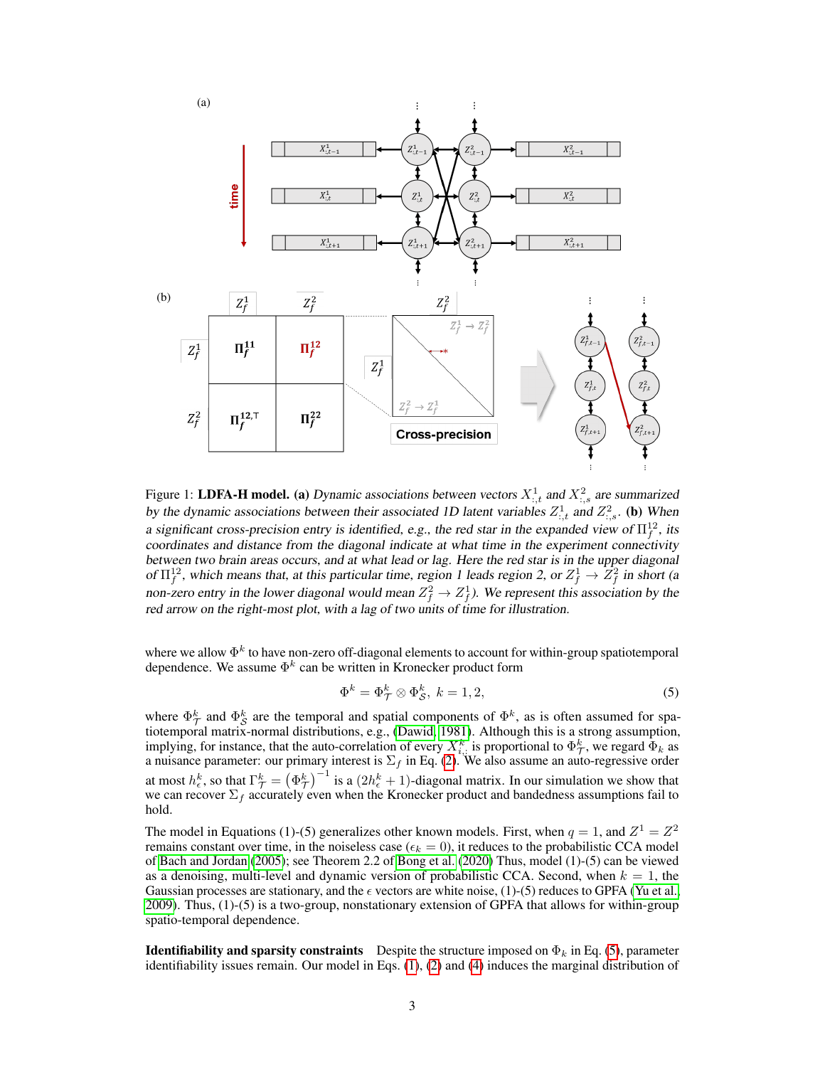Figure 1: **LDFA-H model.** **(a)** *Dynamic associations between vectors $X^1_{:,t}$ and $X^2_{:,s}$ are summarized by the dynamic associations between their associated 1D latent variables $Z^1_{:,t}$ and $Z^2_{:,s}$.* **(b)** *When a significant cross-precision entry is identified, e.g., the red star in the expanded view of $\Pi^{12}_f$, its coordinates and distance from the diagonal indicate at what time in the experiment connectivity between two brain areas occurs, and at what lead or lag. Here the red star is in the upper diagonal of $\Pi^{12}_f$, which means that, at this particular time, region 1 leads region 2, or $Z^1_f \to Z^2_f$ in short (a non-zero entry in the lower diagonal would mean $Z^2_f \to Z^1_f$). We represent this association by the red arrow on the right-most plot, with a lag of two units of time for illustration.*

where we allow $\Phi^k$ to have non-zero off-diagonal elements to account for within-group spatiotemporal dependence. We assume $\Phi^k$ can be written in Kronecker product form

$$\Phi^k = \Phi^k_{\mathcal{T}} \otimes \Phi^k_{\mathcal{S}}, \; k = 1, 2, \tag{5}$$

where $\Phi^k_{\mathcal{T}}$ and $\Phi^k_{\mathcal{S}}$ are the temporal and spatial components of $\Phi^k$, as is often assumed for spatiotemporal matrix-normal distributions, e.g., (Dawid, 1981). Although this is a strong assumption, implying, for instance, that the auto-correlation of every $X^k_{i,:}$ is proportional to $\Phi^k_{\mathcal{T}}$, we regard $\Phi_k$ as a nuisance parameter: our primary interest is $\Sigma_f$ in Eq. (2). We also assume an auto-regressive order at most $h^k_\epsilon$, so that $\Gamma^k_{\mathcal{T}} = \left(\Phi^k_{\mathcal{T}}\right)^{-1}$ is a $(2h^k_\epsilon + 1)$-diagonal matrix. In our simulation we show that we can recover $\Sigma_f$ accurately even when the Kronecker product and bandedness assumptions fail to hold.

The model in Equations (1)-(5) generalizes other known models. First, when $q = 1$, and $Z^1 = Z^2$ remains constant over time, in the noiseless case ($\epsilon_k = 0$), it reduces to the probabilistic CCA model of Bach and Jordan (2005); see Theorem 2.2 of Bong et al. (2020) Thus, model (1)-(5) can be viewed as a denoising, multi-level and dynamic version of probabilistic CCA. Second, when $k = 1$, the Gaussian processes are stationary, and the $\epsilon$ vectors are white noise, (1)-(5) reduces to GPFA (Yu et al., 2009). Thus, (1)-(5) is a two-group, nonstationary extension of GPFA that allows for within-group spatio-temporal dependence.

**Identifiability and sparsity constraints** Despite the structure imposed on $\Phi_k$ in Eq. (5), parameter identifiability issues remain. Our model in Eqs. (1), (2) and (4) induces the marginal distribution of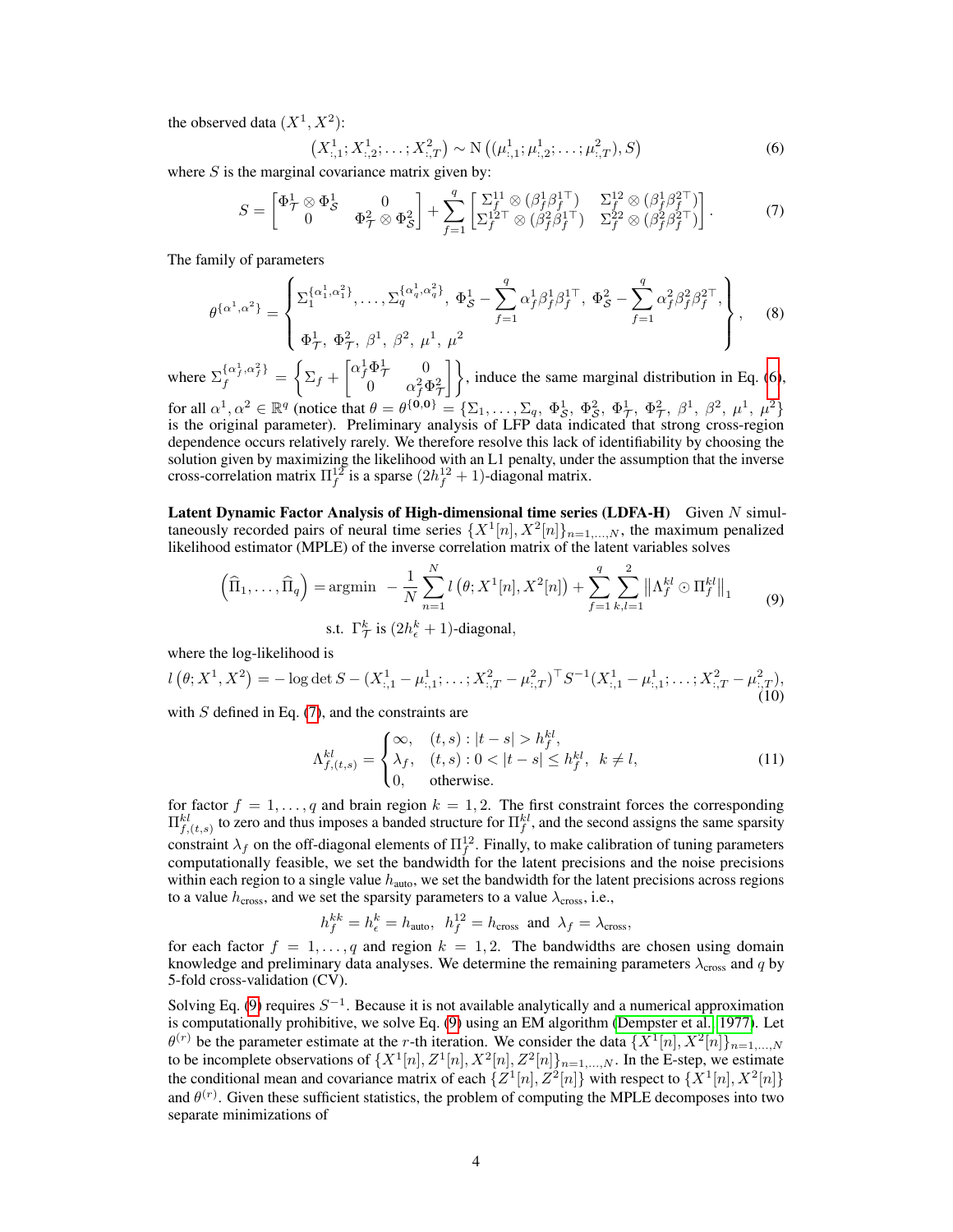the observed data $(X^1, X^2)$:

$$(X^1_{:,1}; X^1_{:,2}; \ldots; X^2_{:,T}) \sim \mathrm{N}\left((\mu^1_{:,1}; \mu^1_{:,2}; \ldots; \mu^2_{:,T}), S\right) \tag{6}$$

where $S$ is the marginal covariance matrix given by:

$$S = \begin{bmatrix} \Phi^1_{\mathcal{T}} \otimes \Phi^1_{\mathcal{S}} & 0 \\ 0 & \Phi^2_{\mathcal{T}} \otimes \Phi^2_{\mathcal{S}} \end{bmatrix} + \sum_{f=1}^{q} \begin{bmatrix} \Sigma^{11}_f \otimes (\beta^1_f \beta^{1\top}_f) & \Sigma^{12}_f \otimes (\beta^1_f \beta^{2\top}_f) \\ \Sigma^{12\top}_f \otimes (\beta^2_f \beta^{1\top}_f) & \Sigma^{22}_f \otimes (\beta^2_f \beta^{2\top}_f) \end{bmatrix}. \tag{7}$$

The family of parameters

$$\theta^{\{\alpha^1,\alpha^2\}} = \left\{ \begin{matrix} \Sigma_1^{\{\alpha^1_1,\alpha^2_1\}}, \ldots, \Sigma_q^{\{\alpha^1_q,\alpha^2_q\}},\ \Phi^1_{\mathcal{S}} - \sum_{f=1}^{q} \alpha^1_f \beta^1_f \beta^{1\top}_f,\ \Phi^2_{\mathcal{S}} - \sum_{f=1}^{q} \alpha^2_f \beta^2_f \beta^{2\top}_f, \\ \Phi^1_{\mathcal{T}},\ \Phi^2_{\mathcal{T}},\ \beta^1,\ \beta^2,\ \mu^1,\ \mu^2 \end{matrix} \right\}, \tag{8}$$

where $\Sigma_f^{\{\alpha^1_f,\alpha^2_f\}} = \left\{ \Sigma_f + \begin{bmatrix} \alpha^1_f \Phi^1_{\mathcal{T}} & 0 \\ 0 & \alpha^2_f \Phi^2_{\mathcal{T}} \end{bmatrix} \right\}$, induce the same marginal distribution in Eq. (6), for all $\alpha^1, \alpha^2 \in \mathbb{R}^q$ (notice that $\theta = \theta^{\{\mathbf{0},\mathbf{0}\}} = \{\Sigma_1, \ldots, \Sigma_q,\ \Phi^1_{\mathcal{S}},\ \Phi^2_{\mathcal{S}},\ \Phi^1_{\mathcal{T}},\ \Phi^2_{\mathcal{T}},\ \beta^1,\ \beta^2,\ \mu^1,\ \mu^2\}$ is the original parameter). Preliminary analysis of LFP data indicated that strong cross-region dependence occurs relatively rarely. We therefore resolve this lack of identifiability by choosing the solution given by maximizing the likelihood with an L1 penalty, under the assumption that the inverse cross-correlation matrix $\Pi^{12}_f$ is a sparse $(2h^{12}_f + 1)$-diagonal matrix.

**Latent Dynamic Factor Analysis of High-dimensional time series (LDFA-H)** Given $N$ simultaneously recorded pairs of neural time series $\{X^1[n], X^2[n]\}_{n=1,\ldots,N}$, the maximum penalized likelihood estimator (MPLE) of the inverse correlation matrix of the latent variables solves

$$\left(\widehat{\Pi}_1, \ldots, \widehat{\Pi}_q\right) = \mathrm{argmin}\ -\frac{1}{N}\sum_{n=1}^{N} l\left(\theta; X^1[n], X^2[n]\right) + \sum_{f=1}^{q}\sum_{k,l=1}^{2} \left\| \Lambda^{kl}_f \odot \Pi^{kl}_f \right\|_1 \quad \text{s.t. } \Gamma^k_{\mathcal{T}} \text{ is } (2h^k_\epsilon + 1)\text{-diagonal}, \tag{9}$$

where the log-likelihood is

$$l\left(\theta; X^1, X^2\right) = -\log\det S - (X^1_{:,1} - \mu^1_{:,1}; \ldots; X^2_{:,T} - \mu^2_{:,T})^\top S^{-1} (X^1_{:,1} - \mu^1_{:,1}; \ldots; X^2_{:,T} - \mu^2_{:,T}), \tag{10}$$

with $S$ defined in Eq. (7), and the constraints are

$$\Lambda^{kl}_{f,(t,s)} = \begin{cases} \infty, & (t,s) : |t-s| > h^{kl}_f, \\ \lambda_f, & (t,s) : 0 < |t-s| \le h^{kl}_f,\ \ k \neq l, \\ 0, & \text{otherwise.} \end{cases} \tag{11}$$

for factor $f = 1, \ldots, q$ and brain region $k = 1, 2$. The first constraint forces the corresponding $\Pi^{kl}_{f,(t,s)}$ to zero and thus imposes a banded structure for $\Pi^{kl}_f$, and the second assigns the same sparsity constraint $\lambda_f$ on the off-diagonal elements of $\Pi^{12}_f$. Finally, to make calibration of tuning parameters computationally feasible, we set the bandwidth for the latent precisions and the noise precisions within each region to a single value $h_{\text{auto}}$, we set the bandwidth for the latent precisions across regions to a value $h_{\text{cross}}$, and we set the sparsity parameters to a value $\lambda_{\text{cross}}$, i.e.,

$$h^{kk}_f = h^k_\epsilon = h_{\text{auto}},\ \ h^{12}_f = h_{\text{cross}} \ \text{ and } \ \lambda_f = \lambda_{\text{cross}},$$

for each factor $f = 1, \ldots, q$ and region $k = 1, 2$. The bandwidths are chosen using domain knowledge and preliminary data analyses. We determine the remaining parameters $\lambda_{\text{cross}}$ and $q$ by 5-fold cross-validation (CV).

Solving Eq. (9) requires $S^{-1}$. Because it is not available analytically and a numerical approximation is computationally prohibitive, we solve Eq. (9) using an EM algorithm (Dempster et al., 1977). Let $\theta^{(r)}$ be the parameter estimate at the $r$-th iteration. We consider the data $\{X^1[n], X^2[n]\}_{n=1,\ldots,N}$ to be incomplete observations of $\{X^1[n], Z^1[n], X^2[n], Z^2[n]\}_{n=1,\ldots,N}$. In the E-step, we estimate the conditional mean and covariance matrix of each $\{Z^1[n], Z^2[n]\}$ with respect to $\{X^1[n], X^2[n]\}$ and $\theta^{(r)}$. Given these sufficient statistics, the problem of computing the MPLE decomposes into two separate minimizations of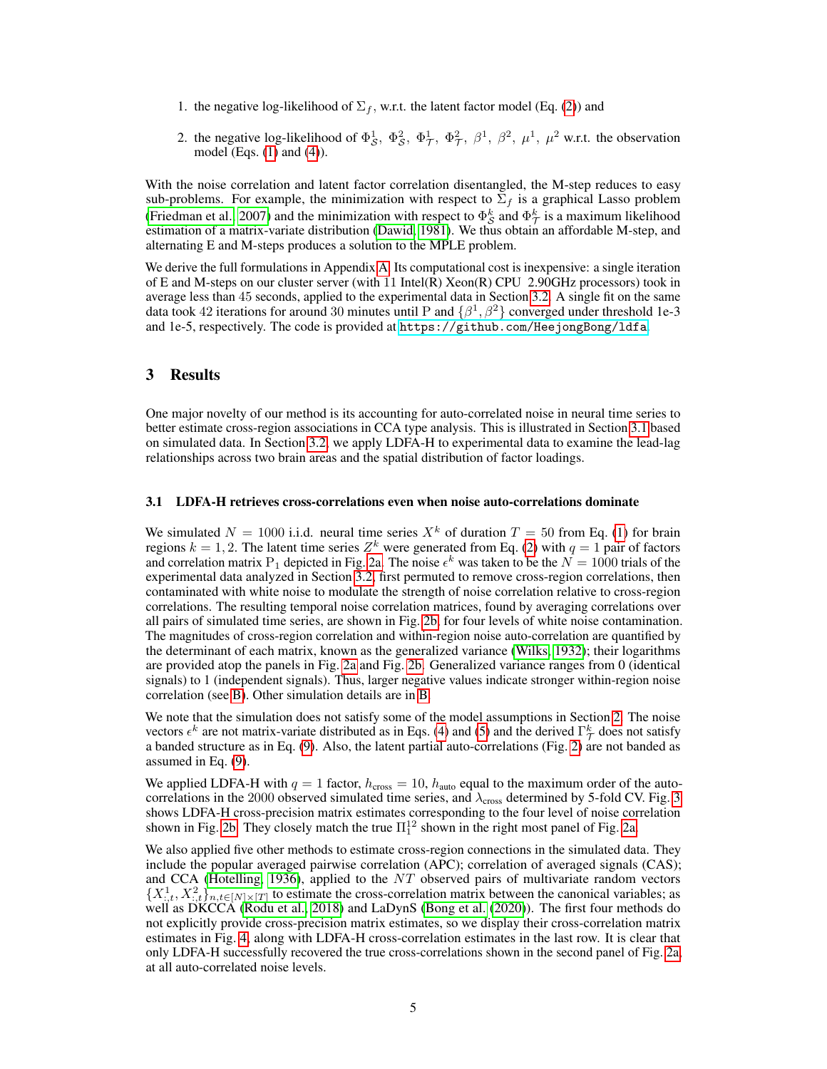1. the negative log-likelihood of $\Sigma_f$, w.r.t. the latent factor model (Eq. (2)) and
2. the negative log-likelihood of $\Phi_{\mathcal{S}}^1$, $\Phi_{\mathcal{S}}^2$, $\Phi_{\mathcal{T}}^1$, $\Phi_{\mathcal{T}}^2$, $\beta^1$, $\beta^2$, $\mu^1$, $\mu^2$ w.r.t. the observation model (Eqs. (1) and (4)).

With the noise correlation and latent factor correlation disentangled, the M-step reduces to easy sub-problems. For example, the minimization with respect to $\Sigma_f$ is a graphical Lasso problem (Friedman et al., 2007) and the minimization with respect to $\Phi_{\mathcal{S}}^k$ and $\Phi_{\mathcal{T}}^k$ is a maximum likelihood estimation of a matrix-variate distribution (Dawid, 1981). We thus obtain an affordable M-step, and alternating E and M-steps produces a solution to the MPLE problem.

We derive the full formulations in Appendix A. Its computational cost is inexpensive: a single iteration of E and M-steps on our cluster server (with 11 Intel(R) Xeon(R) CPU 2.90GHz processors) took in average less than 45 seconds, applied to the experimental data in Section 3.2. A single fit on the same data took 42 iterations for around 30 minutes until P and $\{\beta^1, \beta^2\}$ converged under threshold 1e-3 and 1e-5, respectively. The code is provided at https://github.com/HeejongBong/ldfa.

# 3 Results

One major novelty of our method is its accounting for auto-correlated noise in neural time series to better estimate cross-region associations in CCA type analysis. This is illustrated in Section 3.1 based on simulated data. In Section 3.2, we apply LDFA-H to experimental data to examine the lead-lag relationships across two brain areas and the spatial distribution of factor loadings.

## 3.1 LDFA-H retrieves cross-correlations even when noise auto-correlations dominate

We simulated $N = 1000$ i.i.d. neural time series $X^k$ of duration $T = 50$ from Eq. (1) for brain regions $k = 1, 2$. The latent time series $Z^k$ were generated from Eq. (2) with $q = 1$ pair of factors and correlation matrix $\mathrm{P}_1$ depicted in Fig. 2a. The noise $\epsilon^k$ was taken to be the $N = 1000$ trials of the experimental data analyzed in Section 3.2, first permuted to remove cross-region correlations, then contaminated with white noise to modulate the strength of noise correlation relative to cross-region correlations. The resulting temporal noise correlation matrices, found by averaging correlations over all pairs of simulated time series, are shown in Fig. 2b for four levels of white noise contamination. The magnitudes of cross-region correlation and within-region noise auto-correlation are quantified by the determinant of each matrix, known as the generalized variance (Wilks, 1932); their logarithms are provided atop the panels in Fig. 2a and Fig. 2b. Generalized variance ranges from 0 (identical signals) to 1 (independent signals). Thus, larger negative values indicate stronger within-region noise correlation (see B). Other simulation details are in B.

We note that the simulation does not satisfy some of the model assumptions in Section 2. The noise vectors $\epsilon^k$ are not matrix-variate distributed as in Eqs. (4) and (5) and the derived $\Gamma_{\mathcal{T}}^k$ does not satisfy a banded structure as in Eq. (9). Also, the latent partial auto-correlations (Fig. 2) are not banded as assumed in Eq. (9).

We applied LDFA-H with $q = 1$ factor, $h_{\text{cross}} = 10$, $h_{\text{auto}}$ equal to the maximum order of the auto-correlations in the 2000 observed simulated time series, and $\lambda_{\text{cross}}$ determined by 5-fold CV. Fig. 3 shows LDFA-H cross-precision matrix estimates corresponding to the four level of noise correlation shown in Fig. 2b. They closely match the true $\Pi_1^{12}$ shown in the right most panel of Fig. 2a.

We also applied five other methods to estimate cross-region connections in the simulated data. They include the popular averaged pairwise correlation (APC); correlation of averaged signals (CAS); and CCA (Hotelling, 1936), applied to the $NT$ observed pairs of multivariate random vectors $\{X_{:,t}^1, X_{:,t}^2\}_{n,t\in[N]\times[T]}$ to estimate the cross-correlation matrix between the canonical variables; as well as DKCCA (Rodu et al., 2018) and LaDynS (Bong et al. (2020)). The first four methods do not explicitly provide cross-precision matrix estimates, so we display their cross-correlation matrix estimates in Fig. 4, along with LDFA-H cross-correlation estimates in the last row. It is clear that only LDFA-H successfully recovered the true cross-correlations shown in the second panel of Fig. 2a, at all auto-correlated noise levels.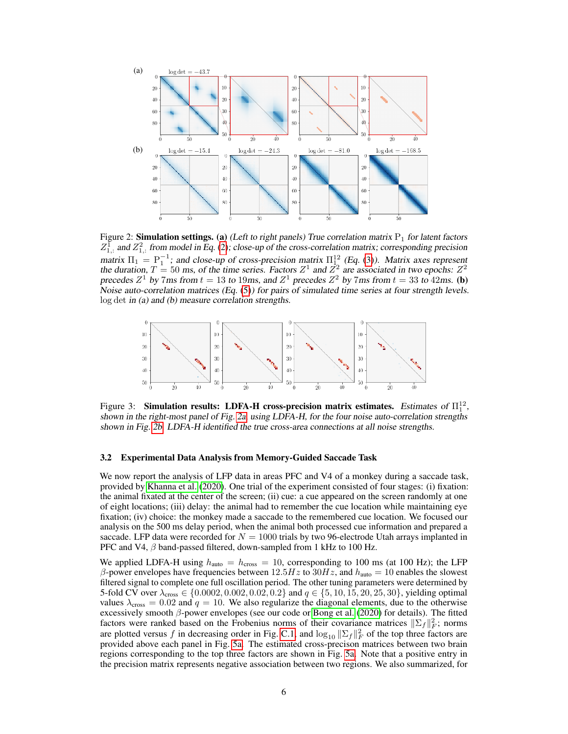Figure 2: **Simulation settings. (a)** *(Left to right panels) True correlation matrix* $\mathrm{P}_1$ *for latent factors* $Z^1_{1,:}$ *and* $Z^2_{1,:}$ *from model in Eq. (2); close-up of the cross-correlation matrix; corresponding precision matrix* $\Pi_1 = \mathrm{P}_1^{-1}$*; and close-up of cross-precision matrix* $\Pi_1^{12}$ *(Eq. (3)). Matrix axes represent the duration,* $T = 50$ *ms, of the time series. Factors* $Z^1$ *and* $Z^2$ *are associated in two epochs:* $Z^2$ *precedes* $Z^1$ *by 7ms from* $t = 13$ *to 19ms, and* $Z^1$ *precedes* $Z^2$ *by 7ms from* $t = 33$ *to 42ms.* **(b)** *Noise auto-correlation matrices (Eq. (5)) for pairs of simulated time series at four strength levels.* $\log\det$ *in (a) and (b) measure correlation strengths.*

Figure 3: **Simulation results: LDFA-H cross-precision matrix estimates.** *Estimates of* $\Pi_1^{12}$*, shown in the right-most panel of Fig. 2a using LDFA-H, for the four noise auto-correlation strengths shown in Fig. 2b. LDFA-H identified the true cross-area connections at all noise strengths.*

### 3.2 Experimental Data Analysis from Memory-Guided Saccade Task

We now report the analysis of LFP data in areas PFC and V4 of a monkey during a saccade task, provided by Khanna et al. (2020). One trial of the experiment consisted of four stages: (i) fixation: the animal fixated at the center of the screen; (ii) cue: a cue appeared on the screen randomly at one of eight locations; (iii) delay: the animal had to remember the cue location while maintaining eye fixation; (iv) choice: the monkey made a saccade to the remembered cue location. We focused our analysis on the 500 ms delay period, when the animal both processed cue information and prepared a saccade. LFP data were recorded for $N = 1000$ trials by two 96-electrode Utah arrays implanted in PFC and V4, $\beta$ band-passed filtered, down-sampled from 1 kHz to 100 Hz.

We applied LDFA-H using $h_{\text{auto}} = h_{\text{cross}} = 10$, corresponding to 100 ms (at 100 Hz); the LFP $\beta$-power envelopes have frequencies between $12.5Hz$ to $30Hz$, and $h_{\text{auto}} = 10$ enables the slowest filtered signal to complete one full oscillation period. The other tuning parameters were determined by 5-fold CV over $\lambda_{\text{cross}} \in \{0.0002, 0.002, 0.02, 0.2\}$ and $q \in \{5, 10, 15, 20, 25, 30\}$, yielding optimal values $\lambda_{\text{cross}} = 0.02$ and $q = 10$. We also regularize the diagonal elements, due to the otherwise excessively smooth $\beta$-power envelopes (see our code or Bong et al. (2020) for details). The fitted factors were ranked based on the Frobenius norms of their covariance matrices $\|\Sigma_f\|_F^2$; norms are plotted versus $f$ in decreasing order in Fig. C.1, and $\log_{10}\|\Sigma_f\|_F^2$ of the top three factors are provided above each panel in Fig. 5a. The estimated cross-precison matrices between two brain regions corresponding to the top three factors are shown in Fig. 5a. Note that a positive entry in the precision matrix represents negative association between two regions. We also summarized, for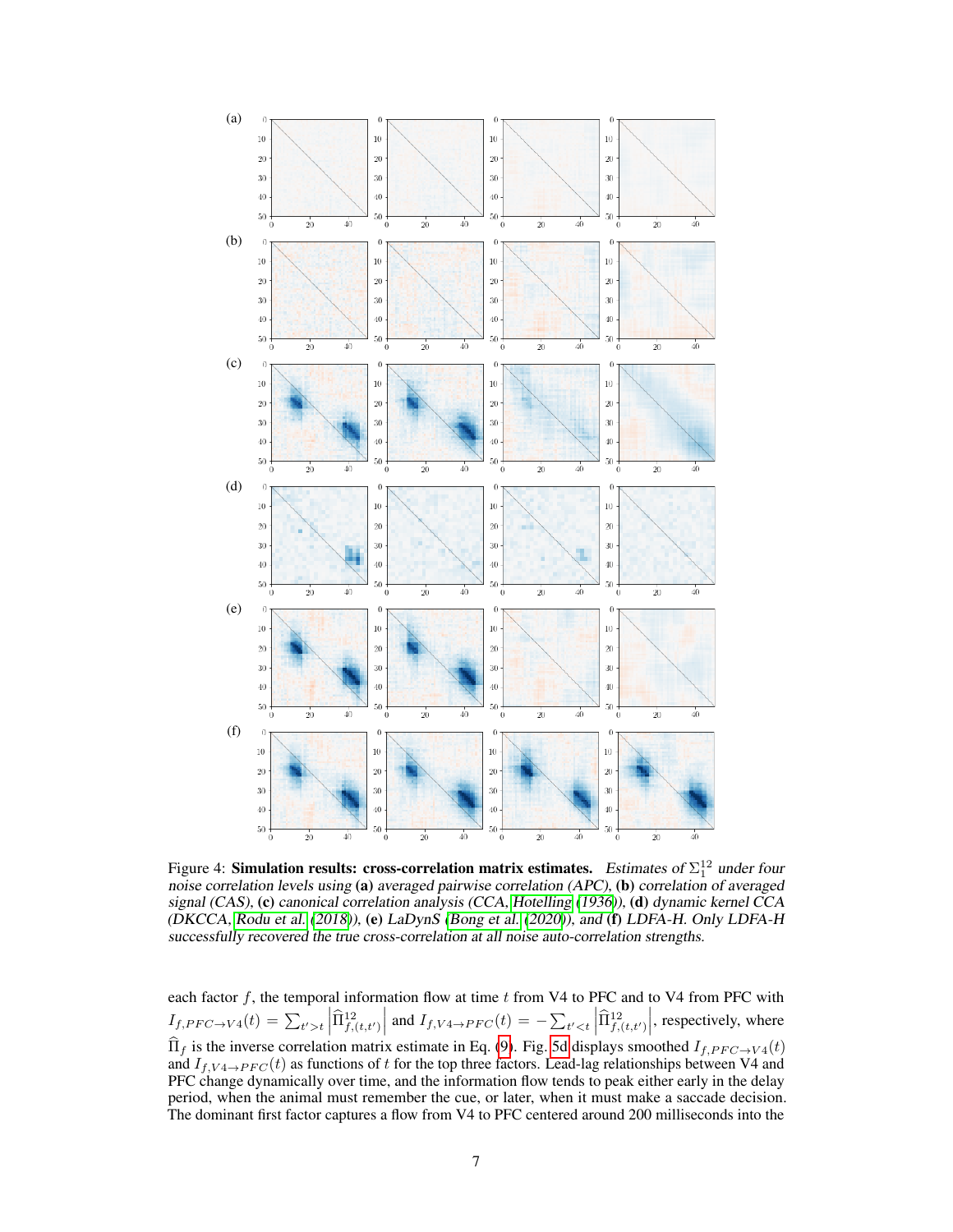Figure 4: **Simulation results: cross-correlation matrix estimates.** *Estimates of $\Sigma_1^{12}$ under four noise correlation levels using* **(a)** *averaged pairwise correlation (APC),* **(b)** *correlation of averaged signal (CAS),* **(c)** *canonical correlation analysis (CCA, Hotelling (1936)),* **(d)** *dynamic kernel CCA (DKCCA, Rodu et al. (2018)),* **(e)** *LaDynS (Bong et al. (2020)), and* **(f)** *LDFA-H. Only LDFA-H successfully recovered the true cross-correlation at all noise auto-correlation strengths.*

each factor $f$, the temporal information flow at time $t$ from V4 to PFC and to V4 from PFC with $I_{f,PFC\to V4}(t) = \sum_{t'>t} \left|\widehat{\Pi}^{12}_{f,(t,t')}\right|$ and $I_{f,V4\to PFC}(t) = -\sum_{t'<t} \left|\widehat{\Pi}^{12}_{f,(t,t')}\right|$, respectively, where $\widehat{\Pi}_f$ is the inverse correlation matrix estimate in Eq. (9). Fig. 5d displays smoothed $I_{f,PFC\to V4}(t)$ and $I_{f,V4\to PFC}(t)$ as functions of $t$ for the top three factors. Lead-lag relationships between V4 and PFC change dynamically over time, and the information flow tends to peak either early in the delay period, when the animal must remember the cue, or later, when it must make a saccade decision. The dominant first factor captures a flow from V4 to PFC centered around 200 milliseconds into the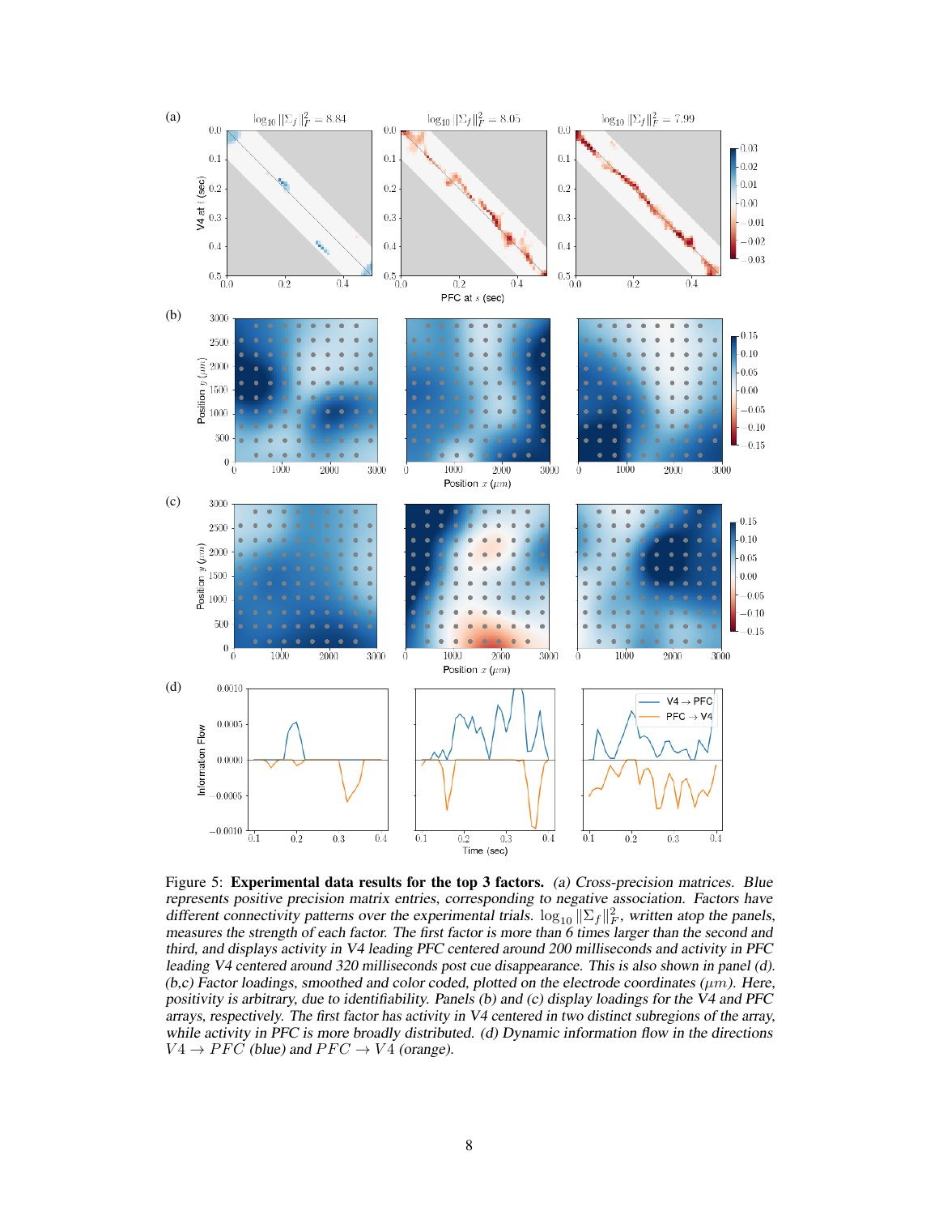Figure 5: **Experimental data results for the top 3 factors.** *(a) Cross-precision matrices. Blue represents positive precision matrix entries, corresponding to negative association. Factors have different connectivity patterns over the experimental trials.* $\log_{10} \|\Sigma_f\|_F^2$*, written atop the panels, measures the strength of each factor. The first factor is more than 6 times larger than the second and third, and displays activity in V4 leading PFC centered around 200 milliseconds and activity in PFC leading V4 centered around 320 milliseconds post cue disappearance. This is also shown in panel (d). (b,c) Factor loadings, smoothed and color coded, plotted on the electrode coordinates (*$\mu m$*). Here, positivity is arbitrary, due to identifiability. Panels (b) and (c) display loadings for the V4 and PFC arrays, respectively. The first factor has activity in V4 centered in two distinct subregions of the array, while activity in PFC is more broadly distributed. (d) Dynamic information flow in the directions* $V4 \rightarrow PFC$ *(blue) and* $PFC \rightarrow V4$ *(orange).*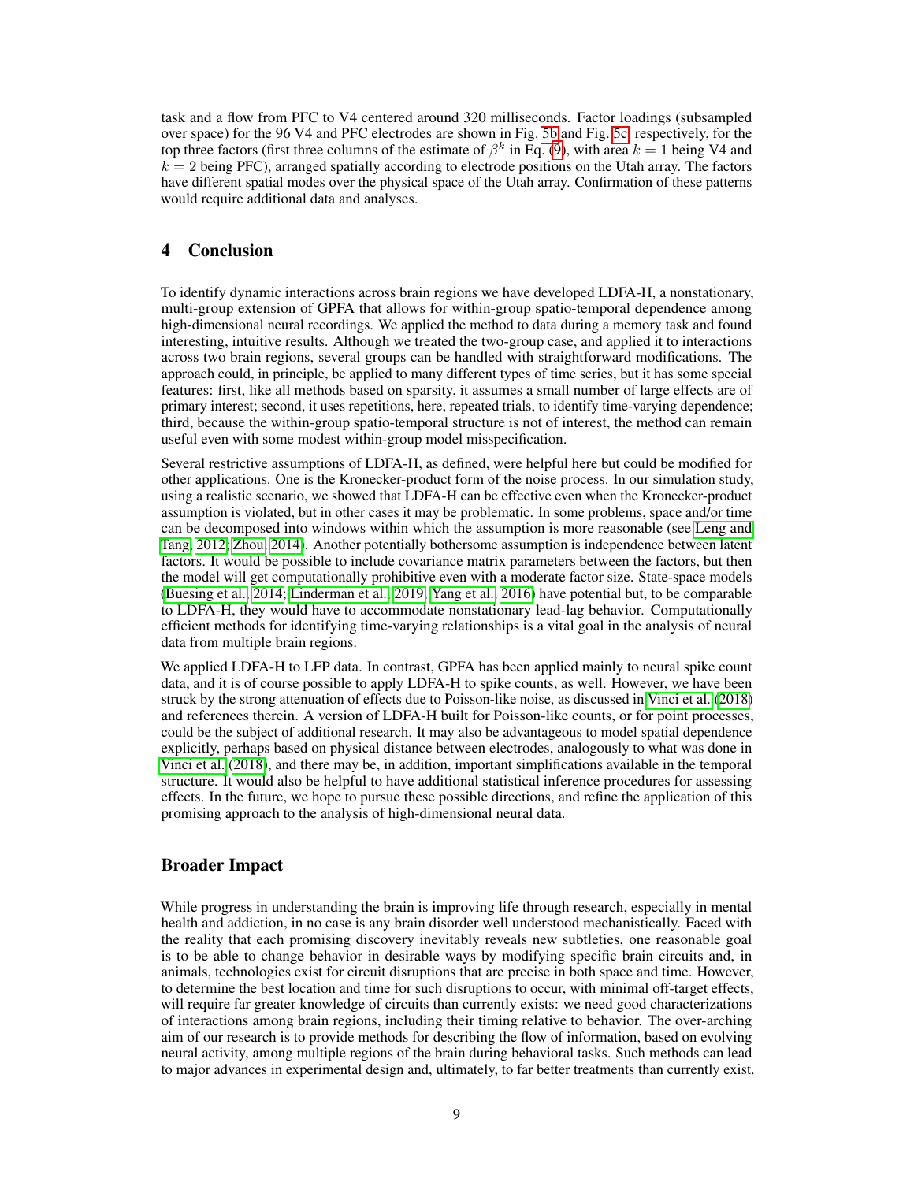task and a flow from PFC to V4 centered around 320 milliseconds. Factor loadings (subsampled over space) for the 96 V4 and PFC electrodes are shown in Fig. 5b and Fig. 5c, respectively, for the top three factors (first three columns of the estimate of $\beta^k$ in Eq. (9), with area $k = 1$ being V4 and $k = 2$ being PFC), arranged spatially according to electrode positions on the Utah array. The factors have different spatial modes over the physical space of the Utah array. Confirmation of these patterns would require additional data and analyses.

## 4 Conclusion

To identify dynamic interactions across brain regions we have developed LDFA-H, a nonstationary, multi-group extension of GPFA that allows for within-group spatio-temporal dependence among high-dimensional neural recordings. We applied the method to data during a memory task and found interesting, intuitive results. Although we treated the two-group case, and applied it to interactions across two brain regions, several groups can be handled with straightforward modifications. The approach could, in principle, be applied to many different types of time series, but it has some special features: first, like all methods based on sparsity, it assumes a small number of large effects are of primary interest; second, it uses repetitions, here, repeated trials, to identify time-varying dependence; third, because the within-group spatio-temporal structure is not of interest, the method can remain useful even with some modest within-group model misspecification.

Several restrictive assumptions of LDFA-H, as defined, were helpful here but could be modified for other applications. One is the Kronecker-product form of the noise process. In our simulation study, using a realistic scenario, we showed that LDFA-H can be effective even when the Kronecker-product assumption is violated, but in other cases it may be problematic. In some problems, space and/or time can be decomposed into windows within which the assumption is more reasonable (see Leng and Tang, 2012; Zhou, 2014). Another potentially bothersome assumption is independence between latent factors. It would be possible to include covariance matrix parameters between the factors, but then the model will get computationally prohibitive even with a moderate factor size. State-space models (Buesing et al., 2014; Linderman et al., 2019; Yang et al., 2016) have potential but, to be comparable to LDFA-H, they would have to accommodate nonstationary lead-lag behavior. Computationally efficient methods for identifying time-varying relationships is a vital goal in the analysis of neural data from multiple brain regions.

We applied LDFA-H to LFP data. In contrast, GPFA has been applied mainly to neural spike count data, and it is of course possible to apply LDFA-H to spike counts, as well. However, we have been struck by the strong attenuation of effects due to Poisson-like noise, as discussed in Vinci et al. (2018) and references therein. A version of LDFA-H built for Poisson-like counts, or for point processes, could be the subject of additional research. It may also be advantageous to model spatial dependence explicitly, perhaps based on physical distance between electrodes, analogously to what was done in Vinci et al. (2018), and there may be, in addition, important simplifications available in the temporal structure. It would also be helpful to have additional statistical inference procedures for assessing effects. In the future, we hope to pursue these possible directions, and refine the application of this promising approach to the analysis of high-dimensional neural data.

## Broader Impact

While progress in understanding the brain is improving life through research, especially in mental health and addiction, in no case is any brain disorder well understood mechanistically. Faced with the reality that each promising discovery inevitably reveals new subtleties, one reasonable goal is to be able to change behavior in desirable ways by modifying specific brain circuits and, in animals, technologies exist for circuit disruptions that are precise in both space and time. However, to determine the best location and time for such disruptions to occur, with minimal off-target effects, will require far greater knowledge of circuits than currently exists: we need good characterizations of interactions among brain regions, including their timing relative to behavior. The over-arching aim of our research is to provide methods for describing the flow of information, based on evolving neural activity, among multiple regions of the brain during behavioral tasks. Such methods can lead to major advances in experimental design and, ultimately, to far better treatments than currently exist.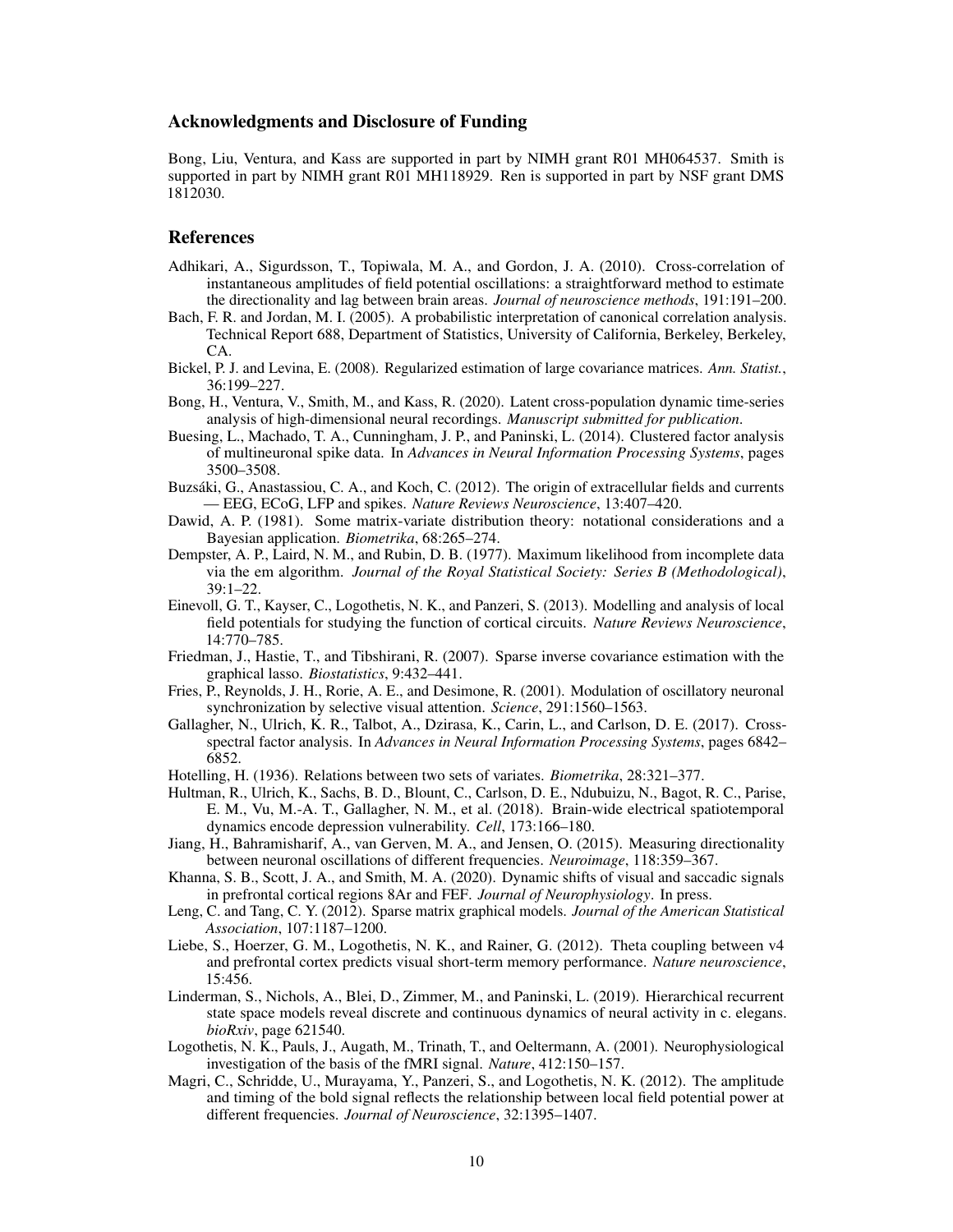## Acknowledgments and Disclosure of Funding

Bong, Liu, Ventura, and Kass are supported in part by NIMH grant R01 MH064537. Smith is supported in part by NIMH grant R01 MH118929. Ren is supported in part by NSF grant DMS 1812030.

## References

Adhikari, A., Sigurdsson, T., Topiwala, M. A., and Gordon, J. A. (2010). Cross-correlation of instantaneous amplitudes of field potential oscillations: a straightforward method to estimate the directionality and lag between brain areas. *Journal of neuroscience methods*, 191:191–200.

Bach, F. R. and Jordan, M. I. (2005). A probabilistic interpretation of canonical correlation analysis. Technical Report 688, Department of Statistics, University of California, Berkeley, Berkeley, CA.

Bickel, P. J. and Levina, E. (2008). Regularized estimation of large covariance matrices. *Ann. Statist.*, 36:199–227.

Bong, H., Ventura, V., Smith, M., and Kass, R. (2020). Latent cross-population dynamic time-series analysis of high-dimensional neural recordings. *Manuscript submitted for publication*.

Buesing, L., Machado, T. A., Cunningham, J. P., and Paninski, L. (2014). Clustered factor analysis of multineuronal spike data. In *Advances in Neural Information Processing Systems*, pages 3500–3508.

Buzsáki, G., Anastassiou, C. A., and Koch, C. (2012). The origin of extracellular fields and currents — EEG, ECoG, LFP and spikes. *Nature Reviews Neuroscience*, 13:407–420.

Dawid, A. P. (1981). Some matrix-variate distribution theory: notational considerations and a Bayesian application. *Biometrika*, 68:265–274.

Dempster, A. P., Laird, N. M., and Rubin, D. B. (1977). Maximum likelihood from incomplete data via the em algorithm. *Journal of the Royal Statistical Society: Series B (Methodological)*, 39:1–22.

Einevoll, G. T., Kayser, C., Logothetis, N. K., and Panzeri, S. (2013). Modelling and analysis of local field potentials for studying the function of cortical circuits. *Nature Reviews Neuroscience*, 14:770–785.

Friedman, J., Hastie, T., and Tibshirani, R. (2007). Sparse inverse covariance estimation with the graphical lasso. *Biostatistics*, 9:432–441.

Fries, P., Reynolds, J. H., Rorie, A. E., and Desimone, R. (2001). Modulation of oscillatory neuronal synchronization by selective visual attention. *Science*, 291:1560–1563.

Gallagher, N., Ulrich, K. R., Talbot, A., Dzirasa, K., Carin, L., and Carlson, D. E. (2017). Cross-spectral factor analysis. In *Advances in Neural Information Processing Systems*, pages 6842–6852.

Hotelling, H. (1936). Relations between two sets of variates. *Biometrika*, 28:321–377.

Hultman, R., Ulrich, K., Sachs, B. D., Blount, C., Carlson, D. E., Ndubuizu, N., Bagot, R. C., Parise, E. M., Vu, M.-A. T., Gallagher, N. M., et al. (2018). Brain-wide electrical spatiotemporal dynamics encode depression vulnerability. *Cell*, 173:166–180.

Jiang, H., Bahramisharif, A., van Gerven, M. A., and Jensen, O. (2015). Measuring directionality between neuronal oscillations of different frequencies. *Neuroimage*, 118:359–367.

Khanna, S. B., Scott, J. A., and Smith, M. A. (2020). Dynamic shifts of visual and saccadic signals in prefrontal cortical regions 8Ar and FEF. *Journal of Neurophysiology*. In press.

Leng, C. and Tang, C. Y. (2012). Sparse matrix graphical models. *Journal of the American Statistical Association*, 107:1187–1200.

Liebe, S., Hoerzer, G. M., Logothetis, N. K., and Rainer, G. (2012). Theta coupling between v4 and prefrontal cortex predicts visual short-term memory performance. *Nature neuroscience*, 15:456.

Linderman, S., Nichols, A., Blei, D., Zimmer, M., and Paninski, L. (2019). Hierarchical recurrent state space models reveal discrete and continuous dynamics of neural activity in c. elegans. *bioRxiv*, page 621540.

Logothetis, N. K., Pauls, J., Augath, M., Trinath, T., and Oeltermann, A. (2001). Neurophysiological investigation of the basis of the fMRI signal. *Nature*, 412:150–157.

Magri, C., Schridde, U., Murayama, Y., Panzeri, S., and Logothetis, N. K. (2012). The amplitude and timing of the bold signal reflects the relationship between local field potential power at different frequencies. *Journal of Neuroscience*, 32:1395–1407.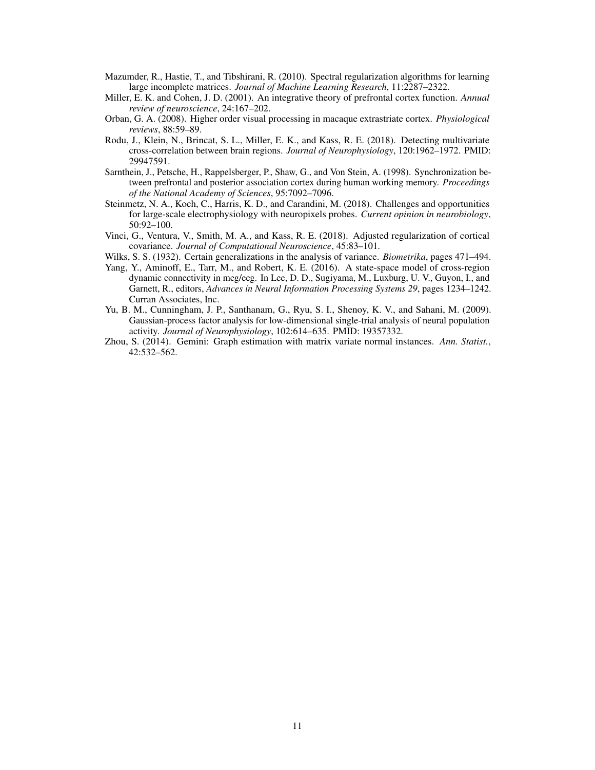Mazumder, R., Hastie, T., and Tibshirani, R. (2010). Spectral regularization algorithms for learning large incomplete matrices. *Journal of Machine Learning Research*, 11:2287–2322.

Miller, E. K. and Cohen, J. D. (2001). An integrative theory of prefrontal cortex function. *Annual review of neuroscience*, 24:167–202.

Orban, G. A. (2008). Higher order visual processing in macaque extrastriate cortex. *Physiological reviews*, 88:59–89.

Rodu, J., Klein, N., Brincat, S. L., Miller, E. K., and Kass, R. E. (2018). Detecting multivariate cross-correlation between brain regions. *Journal of Neurophysiology*, 120:1962–1972. PMID: 29947591.

Sarnthein, J., Petsche, H., Rappelsberger, P., Shaw, G., and Von Stein, A. (1998). Synchronization between prefrontal and posterior association cortex during human working memory. *Proceedings of the National Academy of Sciences*, 95:7092–7096.

Steinmetz, N. A., Koch, C., Harris, K. D., and Carandini, M. (2018). Challenges and opportunities for large-scale electrophysiology with neuropixels probes. *Current opinion in neurobiology*, 50:92–100.

Vinci, G., Ventura, V., Smith, M. A., and Kass, R. E. (2018). Adjusted regularization of cortical covariance. *Journal of Computational Neuroscience*, 45:83–101.

Wilks, S. S. (1932). Certain generalizations in the analysis of variance. *Biometrika*, pages 471–494.

Yang, Y., Aminoff, E., Tarr, M., and Robert, K. E. (2016). A state-space model of cross-region dynamic connectivity in meg/eeg. In Lee, D. D., Sugiyama, M., Luxburg, U. V., Guyon, I., and Garnett, R., editors, *Advances in Neural Information Processing Systems 29*, pages 1234–1242. Curran Associates, Inc.

Yu, B. M., Cunningham, J. P., Santhanam, G., Ryu, S. I., Shenoy, K. V., and Sahani, M. (2009). Gaussian-process factor analysis for low-dimensional single-trial analysis of neural population activity. *Journal of Neurophysiology*, 102:614–635. PMID: 19357332.

Zhou, S. (2014). Gemini: Graph estimation with matrix variate normal instances. *Ann. Statist.*, 42:532–562.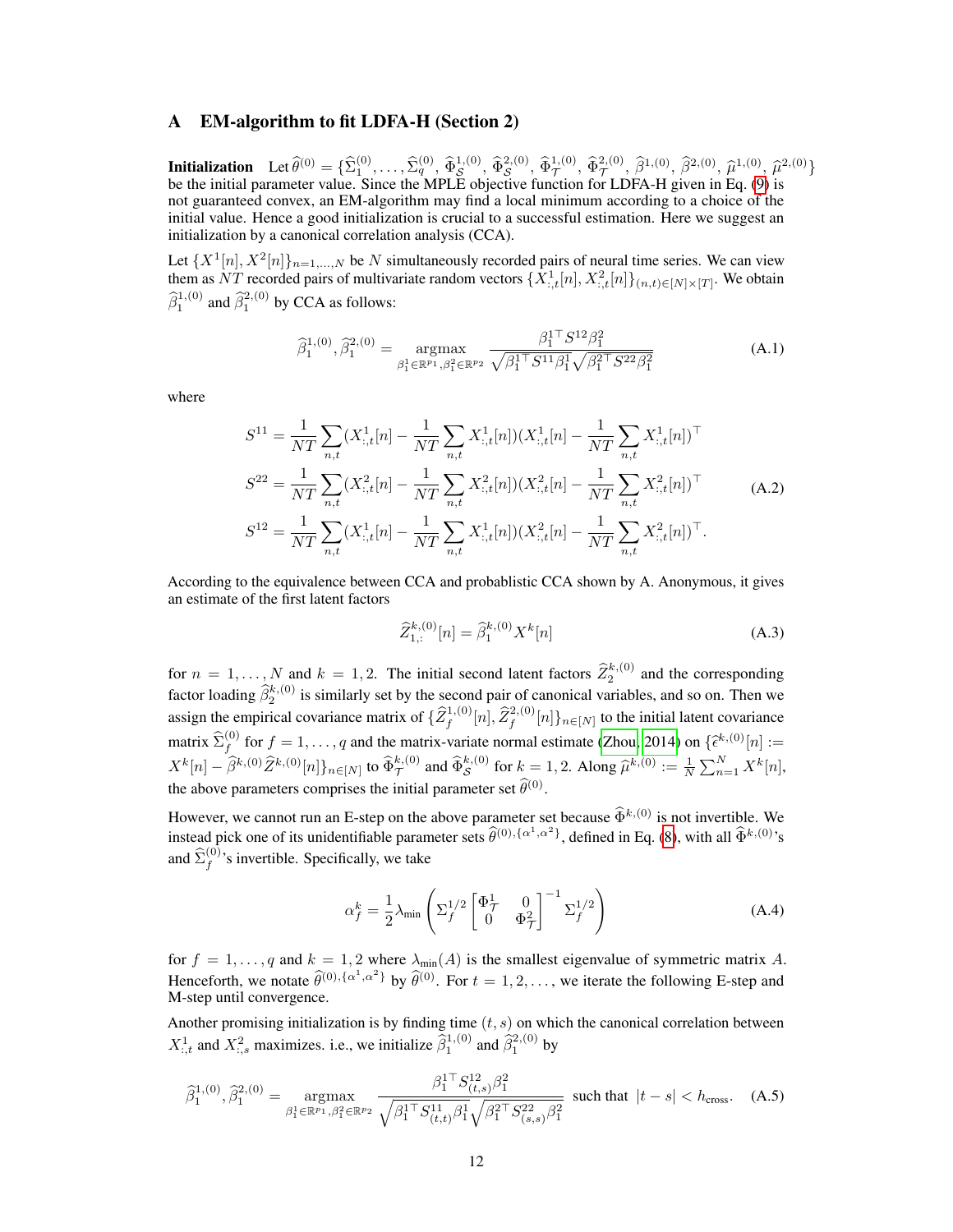## A EM-algorithm to fit LDFA-H (Section 2)

**Initialization** Let $\widehat{\theta}^{(0)} = \{\widehat{\Sigma}_1^{(0)}, \ldots, \widehat{\Sigma}_q^{(0)}, \widehat{\Phi}_{\mathcal{S}}^{1,(0)}, \widehat{\Phi}_{\mathcal{S}}^{2,(0)}, \widehat{\Phi}_{\mathcal{T}}^{1,(0)}, \widehat{\Phi}_{\mathcal{T}}^{2,(0)}, \widehat{\beta}^{1,(0)}, \widehat{\beta}^{2,(0)}, \widehat{\mu}^{1,(0)}, \widehat{\mu}^{2,(0)}\}$ be the initial parameter value. Since the MPLE objective function for LDFA-H given in Eq. (9) is not guaranteed convex, an EM-algorithm may find a local minimum according to a choice of the initial value. Hence a good initialization is crucial to a successful estimation. Here we suggest an initialization by a canonical correlation analysis (CCA).

Let $\{X^1[n], X^2[n]\}_{n=1,\ldots,N}$ be $N$ simultaneously recorded pairs of neural time series. We can view them as $NT$ recorded pairs of multivariate random vectors $\{X^1_{:,t}[n], X^2_{:,t}[n]\}_{(n,t)\in[N]\times[T]}$. We obtain $\widehat{\beta}_1^{1,(0)}$ and $\widehat{\beta}_1^{2,(0)}$ by CCA as follows:

$$\widehat{\beta}_1^{1,(0)}, \widehat{\beta}_1^{2,(0)} = \underset{\beta_1^1\in\mathbb{R}^{p_1}, \beta_1^2\in\mathbb{R}^{p_2}}{\operatorname{argmax}} \frac{\beta_1^{1\top} S^{12} \beta_1^2}{\sqrt{\beta_1^{1\top} S^{11}\beta_1^1}\sqrt{\beta_1^{2\top} S^{22}\beta_1^2}} \tag{A.1}$$

where

$$\begin{aligned}
S^{11} &= \frac{1}{NT}\sum_{n,t}(X^1_{:,t}[n] - \frac{1}{NT}\sum_{n,t}X^1_{:,t}[n])(X^1_{:,t}[n] - \frac{1}{NT}\sum_{n,t}X^1_{:,t}[n])^\top \\
S^{22} &= \frac{1}{NT}\sum_{n,t}(X^2_{:,t}[n] - \frac{1}{NT}\sum_{n,t}X^2_{:,t}[n])(X^2_{:,t}[n] - \frac{1}{NT}\sum_{n,t}X^2_{:,t}[n])^\top \\
S^{12} &= \frac{1}{NT}\sum_{n,t}(X^1_{:,t}[n] - \frac{1}{NT}\sum_{n,t}X^1_{:,t}[n])(X^2_{:,t}[n] - \frac{1}{NT}\sum_{n,t}X^2_{:,t}[n])^\top.
\end{aligned} \tag{A.2}$$

According to the equivalence between CCA and probablistic CCA shown by A. Anonymous, it gives an estimate of the first latent factors

$$\widehat{Z}_{1,:}^{k,(0)}[n] = \widehat{\beta}_1^{k,(0)} X^k[n] \tag{A.3}$$

for $n = 1, \ldots, N$ and $k = 1, 2$. The initial second latent factors $\widehat{Z}_2^{k,(0)}$ and the corresponding factor loading $\widehat{\beta}_2^{k,(0)}$ is similarly set by the second pair of canonical variables, and so on. Then we assign the empirical covariance matrix of $\{\widehat{Z}_f^{1,(0)}[n], \widehat{Z}_f^{2,(0)}[n]\}_{n\in[N]}$ to the initial latent covariance matrix $\widehat{\Sigma}_f^{(0)}$ for $f = 1, \ldots, q$ and the matrix-variate normal estimate (Zhou, 2014) on $\{\widehat{\epsilon}^{k,(0)}[n] := X^k[n] - \widehat{\beta}^{k,(0)}\widehat{Z}^{k,(0)}[n]\}_{n\in[N]}$ to $\widehat{\Phi}_{\mathcal{T}}^{k,(0)}$ and $\widehat{\Phi}_{\mathcal{S}}^{k,(0)}$ for $k = 1, 2$. Along $\widehat{\mu}^{k,(0)} := \frac{1}{N}\sum_{n=1}^N X^k[n]$, the above parameters comprises the initial parameter set $\widehat{\theta}^{(0)}$.

However, we cannot run an E-step on the above parameter set because $\widehat{\Phi}^{k,(0)}$ is not invertible. We instead pick one of its unidentifiable parameter sets $\widehat{\theta}^{(0),\{\alpha^1,\alpha^2\}}$, defined in Eq. (8), with all $\widehat{\Phi}^{k,(0)}$'s and $\widehat{\Sigma}_f^{(0)}$'s invertible. Specifically, we take

$$\alpha_f^k = \frac{1}{2}\lambda_{\min}\left(\Sigma_f^{1/2}\begin{bmatrix}\Phi_{\mathcal{T}}^1 & 0 \\ 0 & \Phi_{\mathcal{T}}^2\end{bmatrix}^{-1}\Sigma_f^{1/2}\right) \tag{A.4}$$

for $f = 1, \ldots, q$ and $k = 1, 2$ where $\lambda_{\min}(A)$ is the smallest eigenvalue of symmetric matrix $A$. Henceforth, we notate $\widehat{\theta}^{(0),\{\alpha^1,\alpha^2\}}$ by $\widehat{\theta}^{(0)}$. For $t = 1, 2, \ldots$, we iterate the following E-step and M-step until convergence.

Another promising initialization is by finding time $(t, s)$ on which the canonical correlation between $X^1_{:,t}$ and $X^2_{:,s}$ maximizes. i.e., we initialize $\widehat{\beta}_1^{1,(0)}$ and $\widehat{\beta}_1^{2,(0)}$ by

$$\widehat{\beta}_1^{1,(0)}, \widehat{\beta}_1^{2,(0)} = \underset{\beta_1^1\in\mathbb{R}^{p_1}, \beta_1^2\in\mathbb{R}^{p_2}}{\operatorname{argmax}} \frac{\beta_1^{1\top} S^{12}_{(t,s)} \beta_1^2}{\sqrt{\beta_1^{1\top} S^{11}_{(t,t)}\beta_1^1}\sqrt{\beta_1^{2\top} S^{22}_{(s,s)}\beta_1^2}} \text{ such that } |t-s| < h_{\text{cross}}. \tag{A.5}$$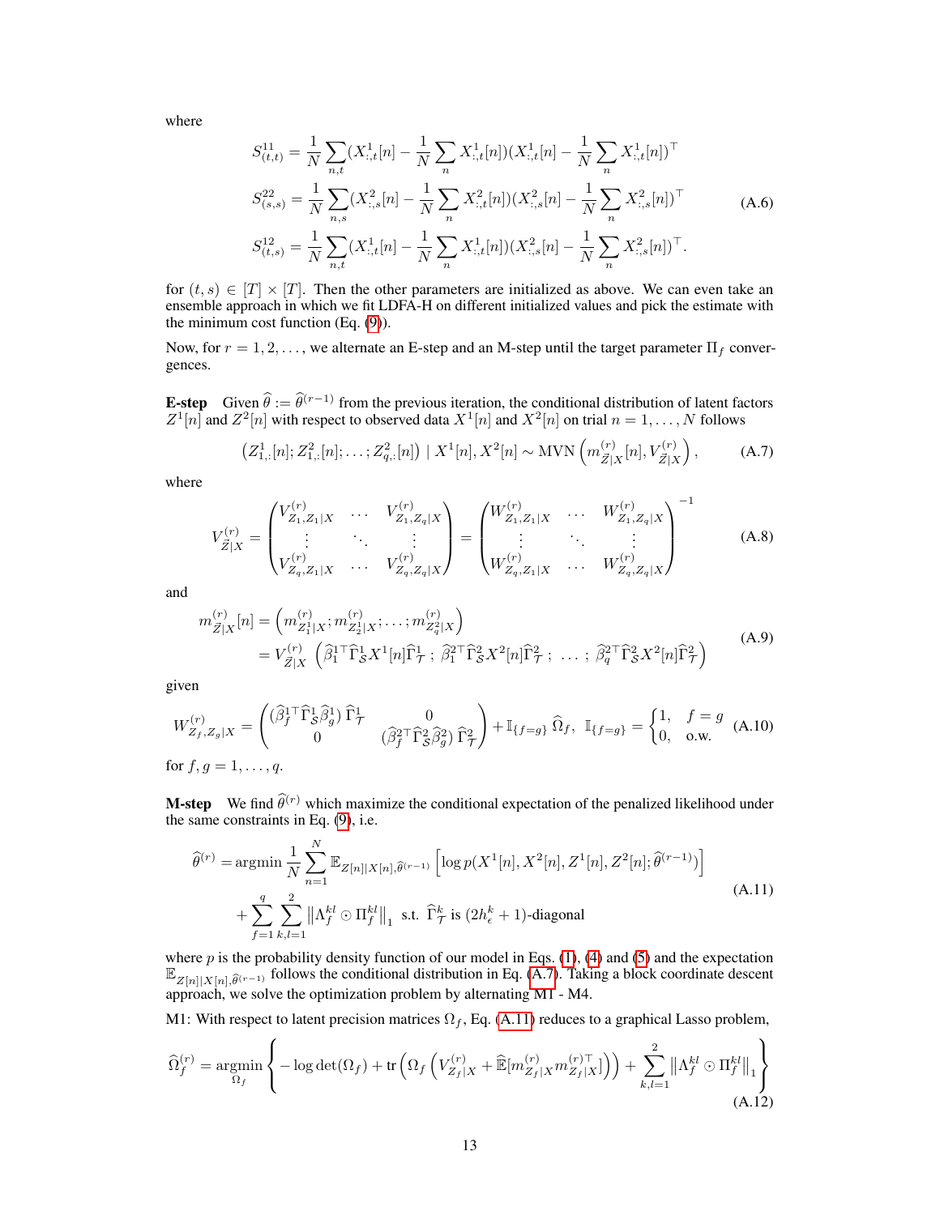where

$$
\begin{aligned}
S^{11}_{(t,t)} &= \frac{1}{N}\sum_{n,t}(X^1_{:,t}[n] - \frac{1}{N}\sum_{n} X^1_{:,t}[n])(X^1_{:,t}[n] - \frac{1}{N}\sum_{n} X^1_{:,t}[n])^\top \\
S^{22}_{(s,s)} &= \frac{1}{N}\sum_{n,s}(X^2_{:,s}[n] - \frac{1}{N}\sum_{n} X^2_{:,t}[n])(X^2_{:,s}[n] - \frac{1}{N}\sum_{n} X^2_{:,s}[n])^\top \\
S^{12}_{(t,s)} &= \frac{1}{N}\sum_{n,t}(X^1_{:,t}[n] - \frac{1}{N}\sum_{n} X^1_{:,t}[n])(X^2_{:,s}[n] - \frac{1}{N}\sum_{n} X^2_{:,s}[n])^\top.
\end{aligned}
\tag{A.6}
$$

for $(t,s) \in [T] \times [T]$. Then the other parameters are initialized as above. We can even take an ensemble approach in which we fit LDFA-H on different initialized values and pick the estimate with the minimum cost function (Eq. (9)).

Now, for $r = 1, 2, \ldots$, we alternate an E-step and an M-step until the target parameter $\Pi_f$ convergences.

**E-step** Given $\widehat{\theta} := \widehat{\theta}^{(r-1)}$ from the previous iteration, the conditional distribution of latent factors $Z^1[n]$ and $Z^2[n]$ with respect to observed data $X^1[n]$ and $X^2[n]$ on trial $n = 1, \ldots, N$ follows

$$
\left(Z^1_{1,:}[n]; Z^2_{1,:}[n]; \ldots; Z^2_{q,:}[n]\right) \mid X^1[n], X^2[n] \sim \mathrm{MVN}\left(m^{(r)}_{\vec{Z}|X}[n], V^{(r)}_{\vec{Z}|X}\right),
\tag{A.7}
$$

where

$$
V^{(r)}_{\vec{Z}|X} = \begin{pmatrix} V^{(r)}_{Z_1,Z_1|X} & \cdots & V^{(r)}_{Z_1,Z_q|X} \\ \vdots & \ddots & \vdots \\ V^{(r)}_{Z_q,Z_1|X} & \cdots & V^{(r)}_{Z_q,Z_q|X} \end{pmatrix} = \begin{pmatrix} W^{(r)}_{Z_1,Z_1|X} & \cdots & W^{(r)}_{Z_1,Z_q|X} \\ \vdots & \ddots & \vdots \\ W^{(r)}_{Z_q,Z_1|X} & \cdots & W^{(r)}_{Z_q,Z_q|X} \end{pmatrix}^{-1}
\tag{A.8}
$$

and

$$
\begin{aligned}
m^{(r)}_{\vec{Z}|X}[n] &= \left(m^{(r)}_{Z^1_1|X}; m^{(r)}_{Z^2_1|X}; \ldots; m^{(r)}_{Z^2_q|X}\right) \\
&= V^{(r)}_{\vec{Z}|X}\left(\widehat{\beta}^{1\top}_1 \widehat{\Gamma}^1_{\mathcal{S}} X^1[n] \widehat{\Gamma}^1_{\mathcal{T}}\ ;\ \widehat{\beta}^{2\top}_1 \widehat{\Gamma}^2_{\mathcal{S}} X^2[n] \widehat{\Gamma}^2_{\mathcal{T}}\ ;\ \ldots\ ;\ \widehat{\beta}^{2\top}_q \widehat{\Gamma}^2_{\mathcal{S}} X^2[n] \widehat{\Gamma}^2_{\mathcal{T}}\right)
\end{aligned}
\tag{A.9}
$$

given

$$
W^{(r)}_{Z_f,Z_g|X} = \begin{pmatrix} (\widehat{\beta}^{1\top}_f \widehat{\Gamma}^1_{\mathcal{S}} \widehat{\beta}^1_g)\, \widehat{\Gamma}^1_{\mathcal{T}} & 0 \\ 0 & (\widehat{\beta}^{2\top}_f \widehat{\Gamma}^2_{\mathcal{S}} \widehat{\beta}^2_g)\, \widehat{\Gamma}^2_{\mathcal{T}} \end{pmatrix} + \mathbb{I}_{\{f=g\}}\, \widehat{\Omega}_f,\quad \mathbb{I}_{\{f=g\}} = \begin{cases} 1, & f = g \\ 0, & \text{o.w.} \end{cases}
\tag{A.10}
$$

for $f, g = 1, \ldots, q$.

**M-step** We find $\widehat{\theta}^{(r)}$ which maximize the conditional expectation of the penalized likelihood under the same constraints in Eq. (9), i.e.

$$
\begin{aligned}
\widehat{\theta}^{(r)} = \operatorname{argmin} &\frac{1}{N}\sum_{n=1}^{N} \mathbb{E}_{Z[n]|X[n],\widehat{\theta}^{(r-1)}}\left[\log p(X^1[n], X^2[n], Z^1[n], Z^2[n]; \widehat{\theta}^{(r-1)})\right] \\
&+ \sum_{f=1}^{q}\sum_{k,l=1}^{2} \left\|\Lambda^{kl}_f \odot \Pi^{kl}_f\right\|_1 \ \text{ s.t. } \widehat{\Gamma}^k_{\mathcal{T}} \text{ is } (2h^k_\epsilon + 1)\text{-diagonal}
\end{aligned}
\tag{A.11}
$$

where $p$ is the probability density function of our model in Eqs. (1), (4) and (5) and the expectation $\mathbb{E}_{Z[n]|X[n],\widehat{\theta}^{(r-1)}}$ follows the conditional distribution in Eq. (A.7). Taking a block coordinate descent approach, we solve the optimization problem by alternating M1 - M4.

M1: With respect to latent precision matrices $\Omega_f$, Eq. (A.11) reduces to a graphical Lasso problem,

$$
\widehat{\Omega}^{(r)}_f = \underset{\Omega_f}{\operatorname{argmin}} \left\{ -\log\det(\Omega_f) + \operatorname{tr}\left(\Omega_f\left(V^{(r)}_{Z_f|X} + \widehat{\mathbb{E}}[m^{(r)}_{Z_f|X} m^{(r)\top}_{Z_f|X}]\right)\right) + \sum_{k,l=1}^{2}\left\|\Lambda^{kl}_f \odot \Pi^{kl}_f\right\|_1 \right\}
\tag{A.12}
$$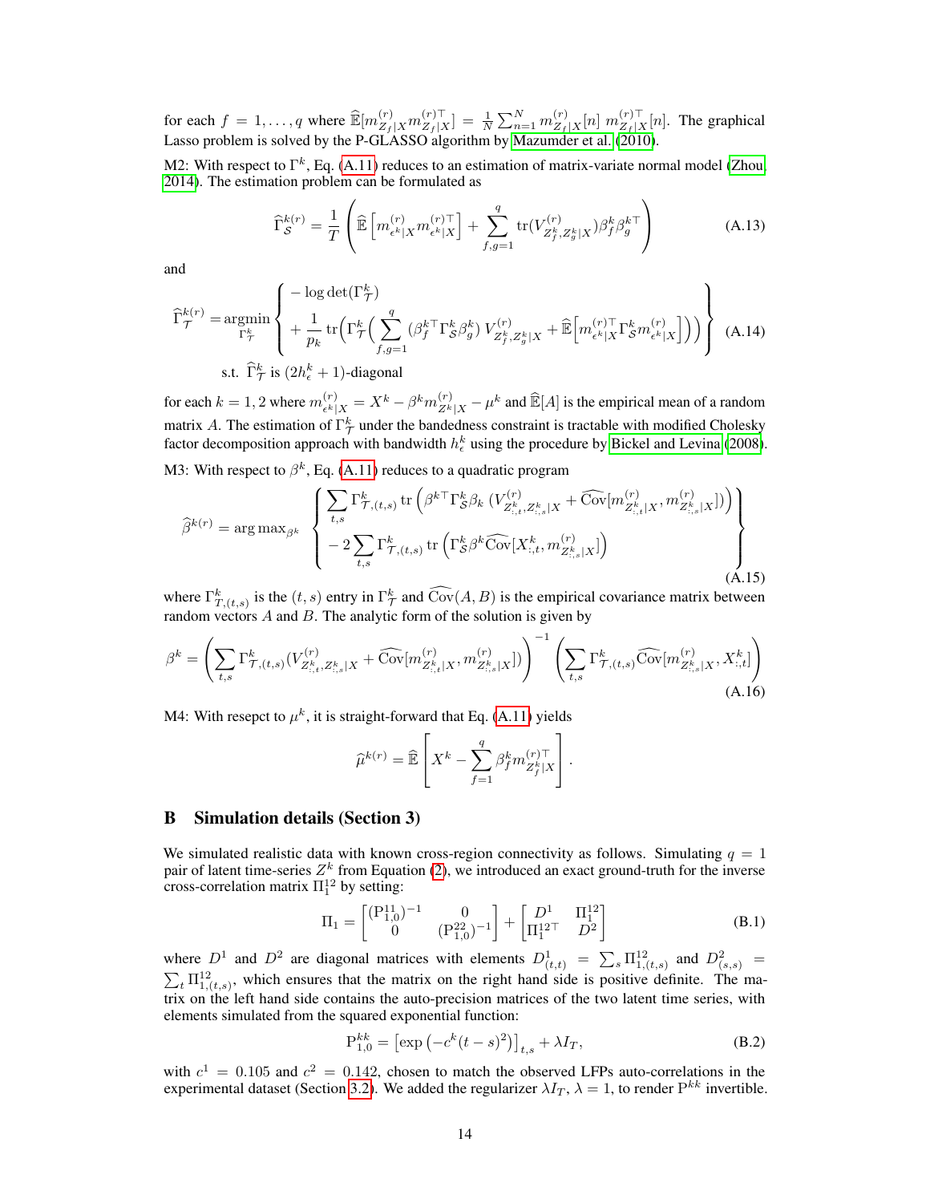for each $f = 1, \ldots, q$ where $\widehat{\mathbb{E}}[m^{(r)}_{Z_f|X} m^{(r)\top}_{Z_f|X}] = \frac{1}{N}\sum_{n=1}^{N} m^{(r)}_{Z_f|X}[n]\ m^{(r)\top}_{Z_f|X}[n]$. The graphical Lasso problem is solved by the P-GLASSO algorithm by Mazumder et al. (2010).

M2: With respect to $\Gamma^k$, Eq. (A.11) reduces to an estimation of matrix-variate normal model (Zhou, 2014). The estimation problem can be formulated as

$$\widehat{\Gamma}^{k(r)}_{\mathcal{S}} = \frac{1}{T}\left(\widehat{\mathbb{E}}\left[m^{(r)}_{\epsilon^k|X} m^{(r)\top}_{\epsilon^k|X}\right] + \sum_{f,g=1}^{q} \operatorname{tr}(V^{(r)}_{Z^k_f, Z^k_g|X})\beta^k_f \beta^{k\top}_g\right) \tag{A.13}$$

and

$$\widehat{\Gamma}^{k(r)}_{\mathcal{T}} = \underset{\Gamma^k_{\mathcal{T}}}{\operatorname{argmin}} \left\{ \begin{aligned} & -\log\det(\Gamma^k_{\mathcal{T}}) \\ & + \frac{1}{p_k}\operatorname{tr}\Big(\Gamma^k_{\mathcal{T}}\Big(\sum_{f,g=1}^{q}(\beta^{k\top}_f \Gamma^k_{\mathcal{S}} \beta^k_g)\, V^{(r)}_{Z^k_f, Z^k_g|X} + \widehat{\mathbb{E}}\Big[m^{(r)\top}_{\epsilon^k|X}\Gamma^k_{\mathcal{S}} m^{(r)}_{\epsilon^k|X}\Big]\Big)\Big) \end{aligned} \right\} \tag{A.14}$$
$$\text{s.t. } \widehat{\Gamma}^k_{\mathcal{T}} \text{ is } (2h^k_\epsilon + 1)\text{-diagonal}$$

for each $k = 1, 2$ where $m^{(r)}_{\epsilon^k|X} = X^k - \beta^k m^{(r)}_{Z^k|X} - \mu^k$ and $\widehat{\mathbb{E}}[A]$ is the empirical mean of a random matrix $A$. The estimation of $\Gamma^k_{\mathcal{T}}$ under the bandedness constraint is tractable with modified Cholesky factor decomposition approach with bandwidth $h^k_\epsilon$ using the procedure by Bickel and Levina (2008).

M3: With respect to $\beta^k$, Eq. (A.11) reduces to a quadratic program

$$\widehat{\beta}^{k(r)} = \arg\max_{\beta^k} \left\{ \begin{aligned} & \sum_{t,s}\Gamma^k_{\mathcal{T},(t,s)} \operatorname{tr}\left(\beta^{k\top}\Gamma^k_{\mathcal{S}}\beta_k\,(V^{(r)}_{Z^k_{:,t}, Z^k_{:,s}|X} + \widehat{\operatorname{Cov}}[m^{(r)}_{Z^k_{:,t}|X}, m^{(r)}_{Z^k_{:,s}|X}])\right) \\ & - 2\sum_{t,s}\Gamma^k_{\mathcal{T},(t,s)} \operatorname{tr}\left(\Gamma^k_{\mathcal{S}}\beta^k \widehat{\operatorname{Cov}}[X^k_{:,t}, m^{(r)}_{Z^k_{:,s}|X}]\right) \end{aligned} \right\} \tag{A.15}$$

where $\Gamma^k_{\mathcal{T},(t,s)}$ is the $(t,s)$ entry in $\Gamma^k_{\mathcal{T}}$ and $\widehat{\operatorname{Cov}}(A, B)$ is the empirical covariance matrix between random vectors $A$ and $B$. The analytic form of the solution is given by

$$\beta^k = \left(\sum_{t,s}\Gamma^k_{\mathcal{T},(t,s)}(V^{(r)}_{Z^k_{:,t}, Z^k_{:,s}|X} + \widehat{\operatorname{Cov}}[m^{(r)}_{Z^k_{:,t}|X}, m^{(r)}_{Z^k_{:,s}|X}])\right)^{-1}\left(\sum_{t,s}\Gamma^k_{\mathcal{T},(t,s)}\widehat{\operatorname{Cov}}[m^{(r)}_{Z^k_{:,s}|X}, X^k_{:,t}]\right) \tag{A.16}$$

M4: With resepct to $\mu^k$, it is straight-forward that Eq. (A.11) yields

$$\widehat{\mu}^{k(r)} = \widehat{\mathbb{E}}\left[X^k - \sum_{f=1}^{q}\beta^k_f m^{(r)\top}_{Z^k_f|X}\right].$$

## B Simulation details (Section 3)

We simulated realistic data with known cross-region connectivity as follows. Simulating $q = 1$ pair of latent time-series $Z^k$ from Equation (2), we introduced an exact ground-truth for the inverse cross-correlation matrix $\Pi^{12}_1$ by setting:

$$\Pi_1 = \begin{bmatrix} (\mathrm{P}^{11}_{1,0})^{-1} & 0 \\ 0 & (\mathrm{P}^{22}_{1,0})^{-1} \end{bmatrix} + \begin{bmatrix} D^1 & \Pi^{12}_1 \\ \Pi^{12\top}_1 & D^2 \end{bmatrix} \tag{B.1}$$

where $D^1$ and $D^2$ are diagonal matrices with elements $D^1_{(t,t)} = \sum_s \Pi^{12}_{1,(t,s)}$ and $D^2_{(s,s)} = \sum_t \Pi^{12}_{1,(t,s)}$, which ensures that the matrix on the right hand side is positive definite. The matrix on the left hand side contains the auto-precision matrices of the two latent time series, with elements simulated from the squared exponential function:

$$\mathrm{P}^{kk}_{1,0} = \left[\exp\left(-c^k(t-s)^2\right)\right]_{t,s} + \lambda I_T, \tag{B.2}$$

with $c^1 = 0.105$ and $c^2 = 0.142$, chosen to match the observed LFPs auto-correlations in the experimental dataset (Section 3.2). We added the regularizer $\lambda I_T$, $\lambda = 1$, to render $\mathrm{P}^{kk}$ invertible.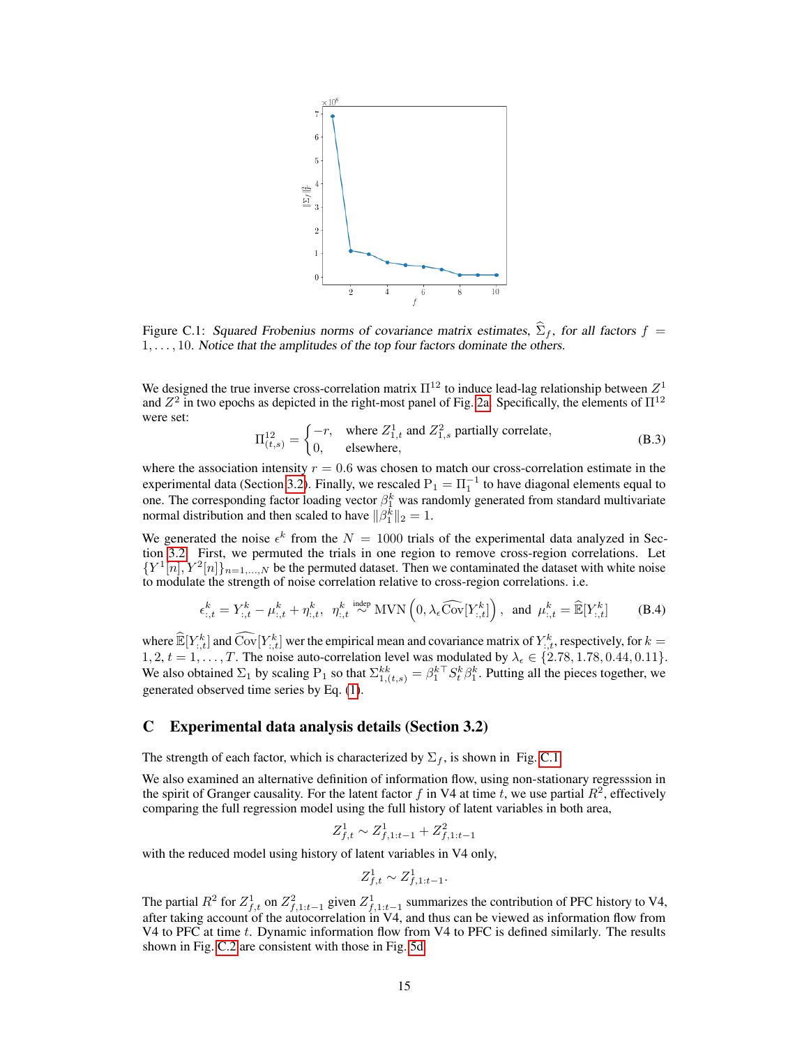Figure C.1: *Squared Frobenius norms of covariance matrix estimates,* $\widehat{\Sigma}_f$*, for all factors* $f = 1, \ldots, 10$. *Notice that the amplitudes of the top four factors dominate the others.*

We designed the true inverse cross-correlation matrix $\Pi^{12}$ to induce lead-lag relationship between $Z^1$ and $Z^2$ in two epochs as depicted in the right-most panel of Fig. 2a. Specifically, the elements of $\Pi^{12}$ were set:

$$\Pi^{12}_{(t,s)} = \begin{cases} -r, & \text{where } Z^1_{1,t} \text{ and } Z^2_{1,s} \text{ partially correlate,} \\ 0, & \text{elsewhere,} \end{cases} \tag{B.3}$$

where the association intensity $r = 0.6$ was chosen to match our cross-correlation estimate in the experimental data (Section 3.2). Finally, we rescaled $\mathrm{P}_1 = \Pi_1^{-1}$ to have diagonal elements equal to one. The corresponding factor loading vector $\beta_1^k$ was randomly generated from standard multivariate normal distribution and then scaled to have $\|\beta_1^k\|_2 = 1$.

We generated the noise $\epsilon^k$ from the $N = 1000$ trials of the experimental data analyzed in Section 3.2. First, we permuted the trials in one region to remove cross-region correlations. Let $\{Y^1[n], Y^2[n]\}_{n=1,\ldots,N}$ be the permuted dataset. Then we contaminated the dataset with white noise to modulate the strength of noise correlation relative to cross-region correlations. i.e.

$$\epsilon^k_{:,t} = Y^k_{:,t} - \mu^k_{:,t} + \eta^k_{:,t}, \quad \eta^k_{:,t} \overset{\text{indep}}{\sim} \text{MVN}\left(0, \lambda_\epsilon \widehat{\text{Cov}}[Y^k_{:,t}]\right), \quad \text{and} \quad \mu^k_{:,t} = \widehat{\mathbb{E}}[Y^k_{:,t}] \tag{B.4}$$

where $\widehat{\mathbb{E}}[Y^k_{:,t}]$ and $\widehat{\text{Cov}}[Y^k_{:,t}]$ wer the empirical mean and covariance matrix of $Y^k_{:,t}$, respectively, for $k = 1, 2$, $t = 1, \ldots, T$. The noise auto-correlation level was modulated by $\lambda_\epsilon \in \{2.78, 1.78, 0.44, 0.11\}$. We also obtained $\Sigma_1$ by scaling $\mathrm{P}_1$ so that $\Sigma^{kk}_{1,(t,s)} = \beta_1^{k\top} S_t^k \beta_1^k$. Putting all the pieces together, we generated observed time series by Eq. (1).

# C Experimental data analysis details (Section 3.2)

The strength of each factor, which is characterized by $\Sigma_f$, is shown in Fig. C.1.

We also examined an alternative definition of information flow, using non-stationary regresssion in the spirit of Granger causality. For the latent factor $f$ in V4 at time $t$, we use partial $R^2$, effectively comparing the full regression model using the full history of latent variables in both area,

$$Z^1_{f,t} \sim Z^1_{f,1:t-1} + Z^2_{f,1:t-1}$$

with the reduced model using history of latent variables in V4 only,

$$Z^1_{f,t} \sim Z^1_{f,1:t-1}.$$

The partial $R^2$ for $Z^1_{f,t}$ on $Z^2_{f,1:t-1}$ given $Z^1_{f,1:t-1}$ summarizes the contribution of PFC history to V4, after taking account of the autocorrelation in V4, and thus can be viewed as information flow from V4 to PFC at time $t$. Dynamic information flow from V4 to PFC is defined similarly. The results shown in Fig. C.2 are consistent with those in Fig. 5d.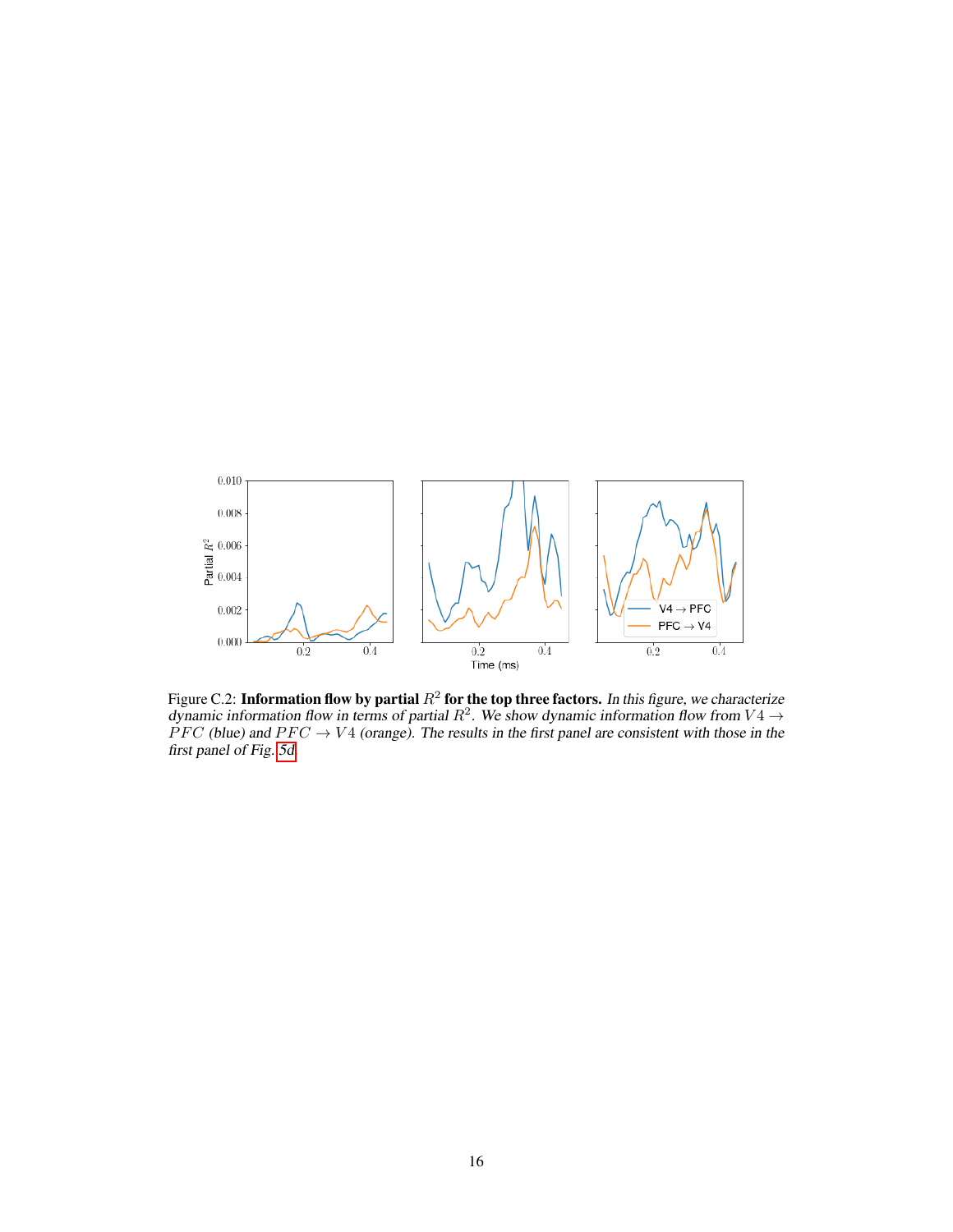0.010
0.008
0.006
0.004
0.002
0.000

Partial $R^2$

0.2
0.4

0.2
0.4

Time (ms)

0.2
0.4

V4 → PFC
PFC → V4

Figure C.2: **Information flow by partial $R^2$ for the top three factors.** *In this figure, we characterize dynamic information flow in terms of partial $R^2$. We show dynamic information flow from $V4 \rightarrow PFC$ (blue) and $PFC \rightarrow V4$ (orange). The results in the first panel are consistent with those in the first panel of Fig. 5d*